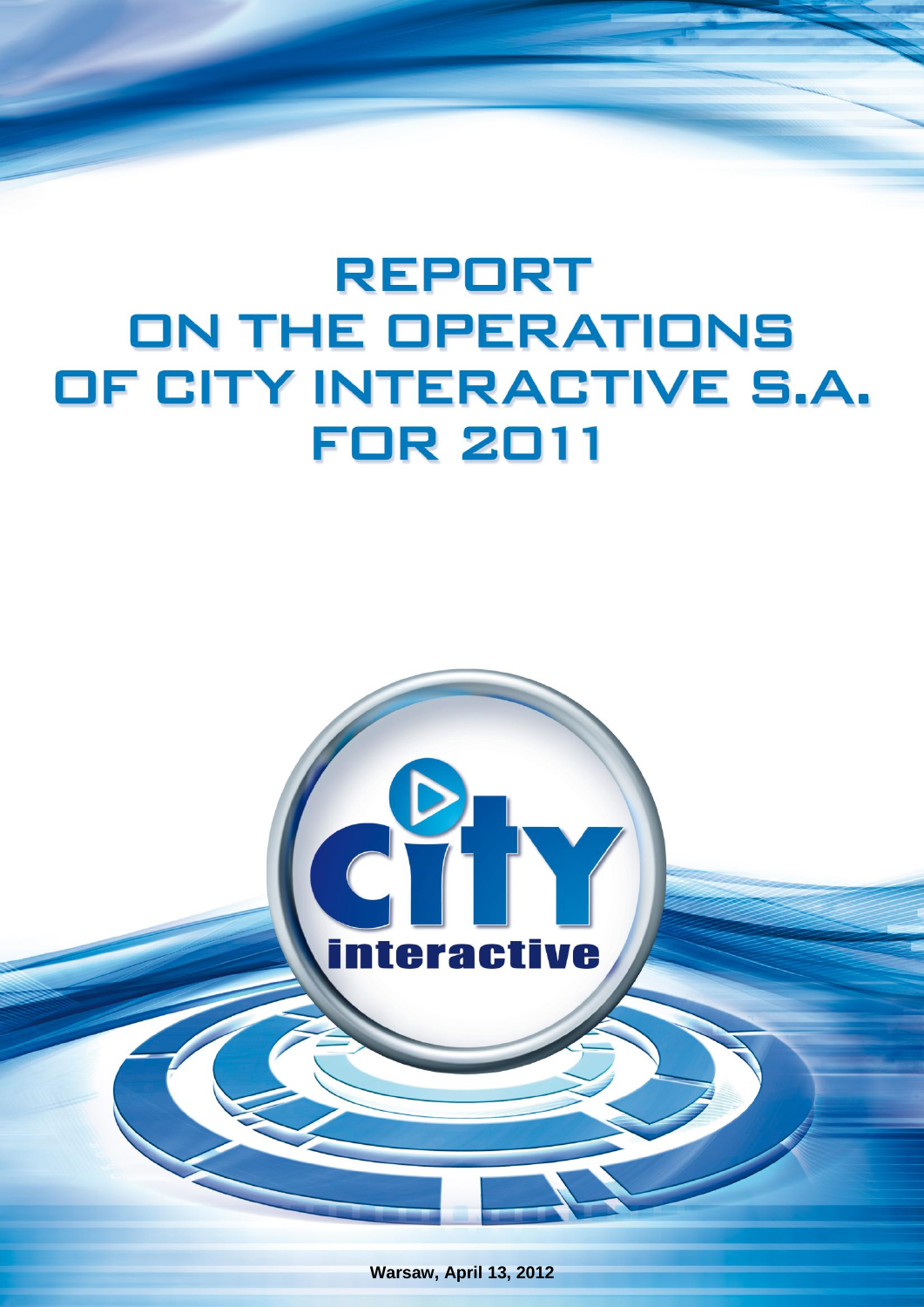# REPORT ON THE OPERATIONS OF CITY INTERACTIVE S.A. FOR 2011

Warsaw, April 13, 2012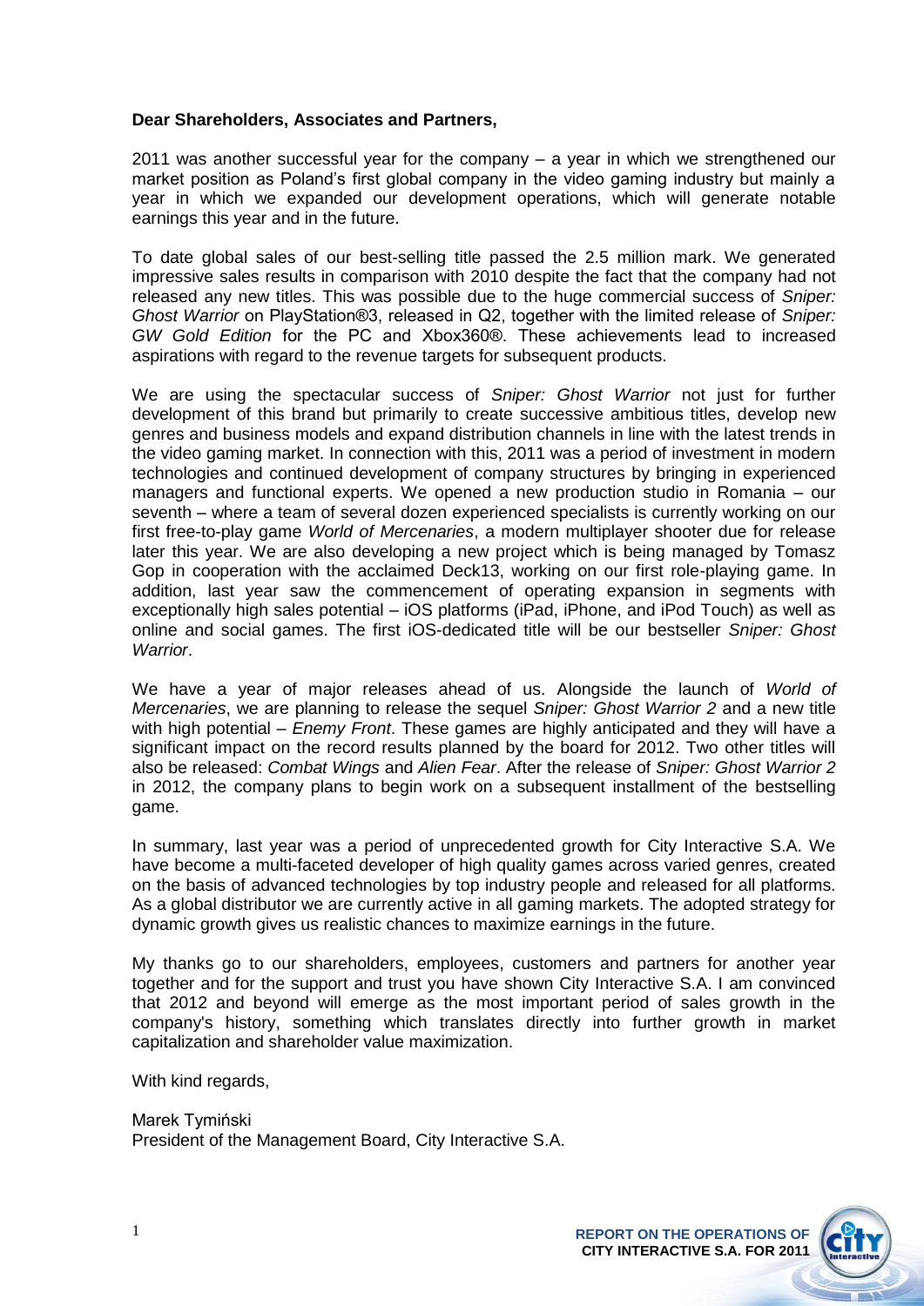**Dear Shareholders, Associates and Partners,**

2011 was another successful year for the company – a year in which we strengthened our market position as Poland's first global company in the video gaming industry but mainly a year in which we expanded our development operations, which will generate notable earnings this year and in the future.

To date global sales of our best-selling title passed the 2.5 million mark. We generated impressive sales results in comparison with 2010 despite the fact that the company had not released any new titles. This was possible due to the huge commercial success of *Sniper: Ghost Warrior* on PlayStation®3, released in Q2, together with the limited release of *Sniper: GW Gold Edition* for the PC and Xbox360®. These achievements lead to increased aspirations with regard to the revenue targets for subsequent products.

We are using the spectacular success of *Sniper: Ghost Warrior* not just for further development of this brand but primarily to create successive ambitious titles, develop new genres and business models and expand distribution channels in line with the latest trends in the video gaming market. In connection with this, 2011 was a period of investment in modern technologies and continued development of company structures by bringing in experienced managers and functional experts. We opened a new production studio in Romania – our seventh – where a team of several dozen experienced specialists is currently working on our first free-to-play game *World of Mercenaries*, a modern multiplayer shooter due for release later this year. We are also developing a new project which is being managed by Tomasz Gop in cooperation with the acclaimed Deck13, working on our first role-playing game. In addition, last year saw the commencement of operating expansion in segments with exceptionally high sales potential – iOS platforms (iPad, iPhone, and iPod Touch) as well as online and social games. The first iOS-dedicated title will be our bestseller *Sniper: Ghost Warrior*.

We have a year of major releases ahead of us. Alongside the launch of *World of Mercenaries*, we are planning to release the sequel *Sniper: Ghost Warrior 2* and a new title with high potential – *Enemy Front*. These games are highly anticipated and they will have a significant impact on the record results planned by the board for 2012. Two other titles will also be released: *Combat Wings* and *Alien Fear*. After the release of *Sniper: Ghost Warrior 2* in 2012, the company plans to begin work on a subsequent installment of the bestselling game.

In summary, last year was a period of unprecedented growth for City Interactive S.A. We have become a multi-faceted developer of high quality games across varied genres, created on the basis of advanced technologies by top industry people and released for all platforms. As a global distributor we are currently active in all gaming markets. The adopted strategy for dynamic growth gives us realistic chances to maximize earnings in the future.

My thanks go to our shareholders, employees, customers and partners for another year together and for the support and trust you have shown City Interactive S.A. I am convinced that 2012 and beyond will emerge as the most important period of sales growth in the company's history, something which translates directly into further growth in market capitalization and shareholder value maximization.

With kind regards,

Marek Tymiński
President of the Management Board, City Interactive S.A.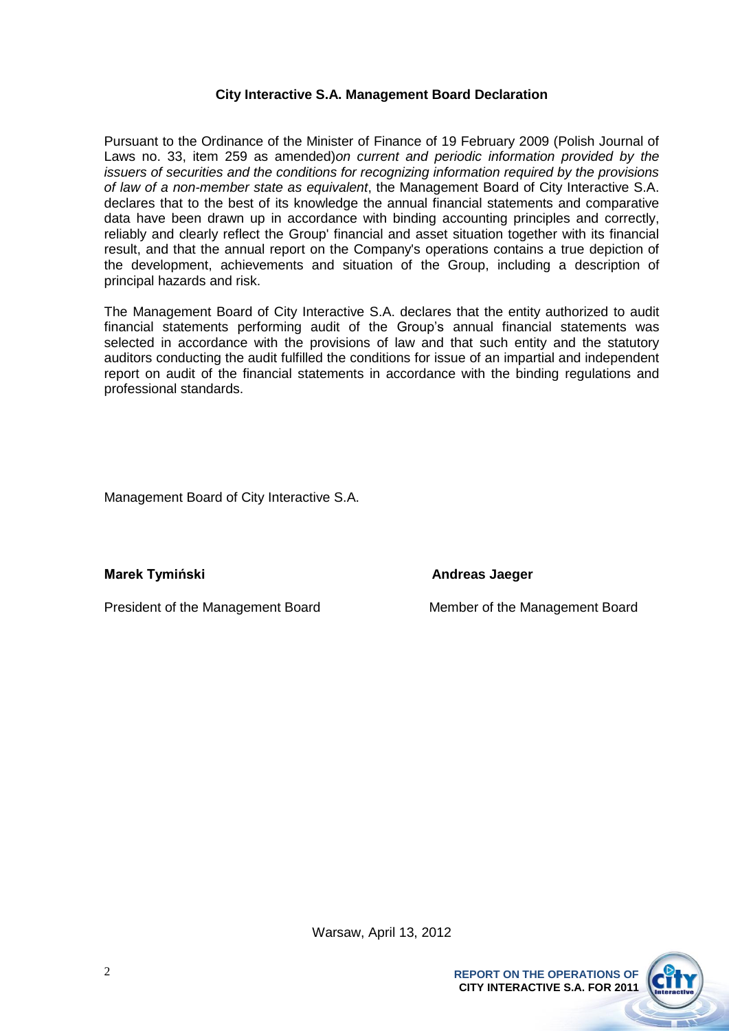## City Interactive S.A. Management Board Declaration

Pursuant to the Ordinance of the Minister of Finance of 19 February 2009 (Polish Journal of Laws no. 33, item 259 as amended)*on current and periodic information provided by the issuers of securities and the conditions for recognizing information required by the provisions of law of a non-member state as equivalent*, the Management Board of City Interactive S.A. declares that to the best of its knowledge the annual financial statements and comparative data have been drawn up in accordance with binding accounting principles and correctly, reliably and clearly reflect the Group' financial and asset situation together with its financial result, and that the annual report on the Company's operations contains a true depiction of the development, achievements and situation of the Group, including a description of principal hazards and risk.

The Management Board of City Interactive S.A. declares that the entity authorized to audit financial statements performing audit of the Group's annual financial statements was selected in accordance with the provisions of law and that such entity and the statutory auditors conducting the audit fulfilled the conditions for issue of an impartial and independent report on audit of the financial statements in accordance with the binding regulations and professional standards.

Management Board of City Interactive S.A.

**Marek Tymiński**
President of the Management Board

**Andreas Jaeger**
Member of the Management Board

Warsaw, April 13, 2012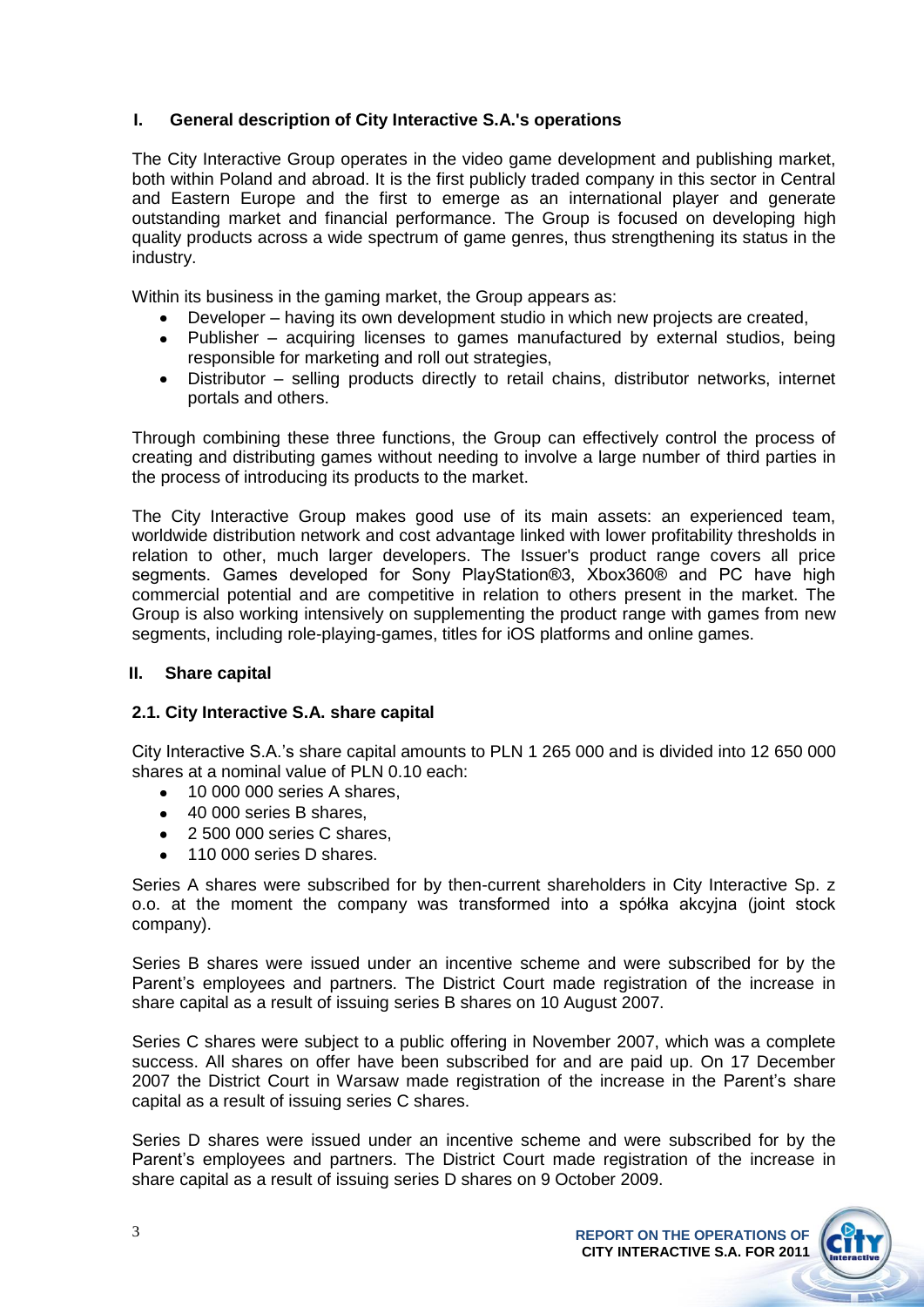## I. General description of City Interactive S.A.'s operations

The City Interactive Group operates in the video game development and publishing market, both within Poland and abroad. It is the first publicly traded company in this sector in Central and Eastern Europe and the first to emerge as an international player and generate outstanding market and financial performance. The Group is focused on developing high quality products across a wide spectrum of game genres, thus strengthening its status in the industry.

Within its business in the gaming market, the Group appears as:

- Developer – having its own development studio in which new projects are created,
- Publisher – acquiring licenses to games manufactured by external studios, being responsible for marketing and roll out strategies,
- Distributor – selling products directly to retail chains, distributor networks, internet portals and others.

Through combining these three functions, the Group can effectively control the process of creating and distributing games without needing to involve a large number of third parties in the process of introducing its products to the market.

The City Interactive Group makes good use of its main assets: an experienced team, worldwide distribution network and cost advantage linked with lower profitability thresholds in relation to other, much larger developers. The Issuer's product range covers all price segments. Games developed for Sony PlayStation®3, Xbox360® and PC have high commercial potential and are competitive in relation to others present in the market. The Group is also working intensively on supplementing the product range with games from new segments, including role-playing-games, titles for iOS platforms and online games.

## II. Share capital

### 2.1. City Interactive S.A. share capital

City Interactive S.A.'s share capital amounts to PLN 1 265 000 and is divided into 12 650 000 shares at a nominal value of PLN 0.10 each:

- 10 000 000 series A shares,
- 40 000 series B shares,
- 2 500 000 series C shares,
- 110 000 series D shares.

Series A shares were subscribed for by then-current shareholders in City Interactive Sp. z o.o. at the moment the company was transformed into a spółka akcyjna (joint stock company).

Series B shares were issued under an incentive scheme and were subscribed for by the Parent's employees and partners. The District Court made registration of the increase in share capital as a result of issuing series B shares on 10 August 2007.

Series C shares were subject to a public offering in November 2007, which was a complete success. All shares on offer have been subscribed for and are paid up. On 17 December 2007 the District Court in Warsaw made registration of the increase in the Parent's share capital as a result of issuing series C shares.

Series D shares were issued under an incentive scheme and were subscribed for by the Parent's employees and partners. The District Court made registration of the increase in share capital as a result of issuing series D shares on 9 October 2009.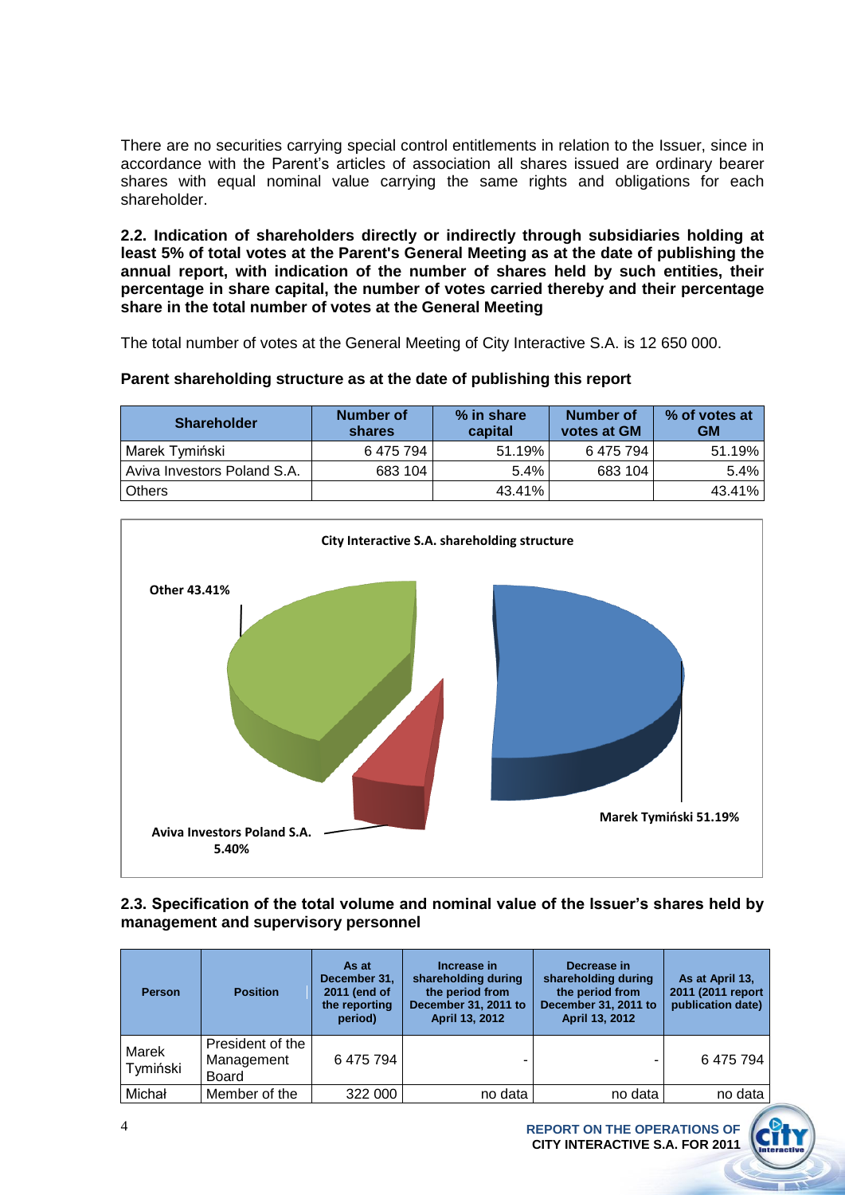There are no securities carrying special control entitlements in relation to the Issuer, since in accordance with the Parent's articles of association all shares issued are ordinary bearer shares with equal nominal value carrying the same rights and obligations for each shareholder.

**2.2. Indication of shareholders directly or indirectly through subsidiaries holding at least 5% of total votes at the Parent's General Meeting as at the date of publishing the annual report, with indication of the number of shares held by such entities, their percentage in share capital, the number of votes carried thereby and their percentage share in the total number of votes at the General Meeting**

The total number of votes at the General Meeting of City Interactive S.A. is 12 650 000.

**Parent shareholding structure as at the date of publishing this report**

| Shareholder | Number of shares | % in share capital | Number of votes at GM | % of votes at GM |
|---|---|---|---|---|
| Marek Tymiński | 6 475 794 | 51.19% | 6 475 794 | 51.19% |
| Aviva Investors Poland S.A. | 683 104 | 5.4% | 683 104 | 5.4% |
| Others | | 43.41% | | 43.41% |

**City Interactive S.A. shareholding structure**

- Other 43.41%
- Aviva Investors Poland S.A. 5.40%
- Marek Tymiński 51.19%

**2.3. Specification of the total volume and nominal value of the Issuer's shares held by management and supervisory personnel**

| Person | Position | As at December 31, 2011 (end of the reporting period) | Increase in shareholding during the period from December 31, 2011 to April 13, 2012 | Decrease in shareholding during the period from December 31, 2011 to April 13, 2012 | As at April 13, 2011 (2011 report publication date) |
|---|---|---|---|---|---|
| Marek Tymiński | President of the Management Board | 6 475 794 | - | - | 6 475 794 |
| Michał | Member of the | 322 000 | no data | no data | no data |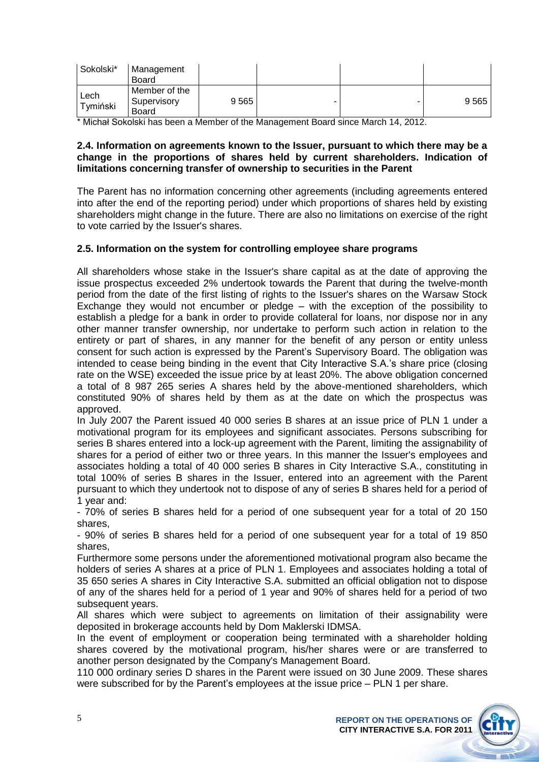| Sokolski* | Management Board | | | | |
|---|---|---|---|---|---|
| Lech Tymiński | Member of the Supervisory Board | 9 565 | - | - | 9 565 |

\* Michał Sokolski has been a Member of the Management Board since March 14, 2012.

### 2.4. Information on agreements known to the Issuer, pursuant to which there may be a change in the proportions of shares held by current shareholders. Indication of limitations concerning transfer of ownership to securities in the Parent

The Parent has no information concerning other agreements (including agreements entered into after the end of the reporting period) under which proportions of shares held by existing shareholders might change in the future. There are also no limitations on exercise of the right to vote carried by the Issuer's shares.

### 2.5. Information on the system for controlling employee share programs

All shareholders whose stake in the Issuer's share capital as at the date of approving the issue prospectus exceeded 2% undertook towards the Parent that during the twelve-month period from the date of the first listing of rights to the Issuer's shares on the Warsaw Stock Exchange they would not encumber or pledge – with the exception of the possibility to establish a pledge for a bank in order to provide collateral for loans, nor dispose nor in any other manner transfer ownership, nor undertake to perform such action in relation to the entirety or part of shares, in any manner for the benefit of any person or entity unless consent for such action is expressed by the Parent's Supervisory Board. The obligation was intended to cease being binding in the event that City Interactive S.A.'s share price (closing rate on the WSE) exceeded the issue price by at least 20%. The above obligation concerned a total of 8 987 265 series A shares held by the above-mentioned shareholders, which constituted 90% of shares held by them as at the date on which the prospectus was approved.

In July 2007 the Parent issued 40 000 series B shares at an issue price of PLN 1 under a motivational program for its employees and significant associates. Persons subscribing for series B shares entered into a lock-up agreement with the Parent, limiting the assignability of shares for a period of either two or three years. In this manner the Issuer's employees and associates holding a total of 40 000 series B shares in City Interactive S.A., constituting in total 100% of series B shares in the Issuer, entered into an agreement with the Parent pursuant to which they undertook not to dispose of any of series B shares held for a period of 1 year and:

- 70% of series B shares held for a period of one subsequent year for a total of 20 150 shares,
- 90% of series B shares held for a period of one subsequent year for a total of 19 850 shares,

Furthermore some persons under the aforementioned motivational program also became the holders of series A shares at a price of PLN 1. Employees and associates holding a total of 35 650 series A shares in City Interactive S.A. submitted an official obligation not to dispose of any of the shares held for a period of 1 year and 90% of shares held for a period of two subsequent years.

All shares which were subject to agreements on limitation of their assignability were deposited in brokerage accounts held by Dom Maklerski IDMSA.

In the event of employment or cooperation being terminated with a shareholder holding shares covered by the motivational program, his/her shares were or are transferred to another person designated by the Company's Management Board.

110 000 ordinary series D shares in the Parent were issued on 30 June 2009. These shares were subscribed for by the Parent's employees at the issue price – PLN 1 per share.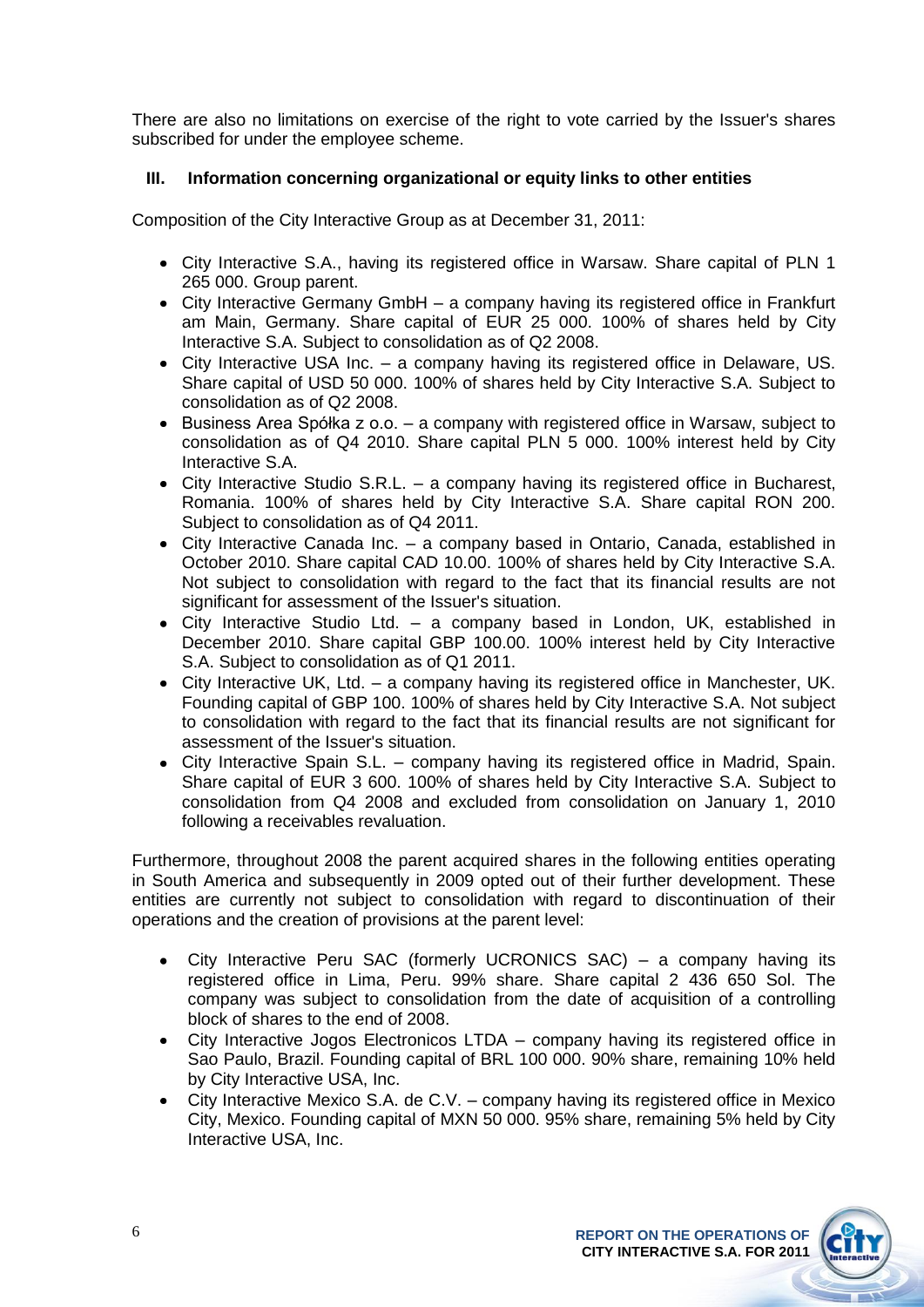There are also no limitations on exercise of the right to vote carried by the Issuer's shares subscribed for under the employee scheme.

## III. Information concerning organizational or equity links to other entities

Composition of the City Interactive Group as at December 31, 2011:

- City Interactive S.A., having its registered office in Warsaw. Share capital of PLN 1 265 000. Group parent.
- City Interactive Germany GmbH – a company having its registered office in Frankfurt am Main, Germany. Share capital of EUR 25 000. 100% of shares held by City Interactive S.A. Subject to consolidation as of Q2 2008.
- City Interactive USA Inc. – a company having its registered office in Delaware, US. Share capital of USD 50 000. 100% of shares held by City Interactive S.A. Subject to consolidation as of Q2 2008.
- Business Area Spółka z o.o. – a company with registered office in Warsaw, subject to consolidation as of Q4 2010. Share capital PLN 5 000. 100% interest held by City Interactive S.A.
- City Interactive Studio S.R.L. – a company having its registered office in Bucharest, Romania. 100% of shares held by City Interactive S.A. Share capital RON 200. Subject to consolidation as of Q4 2011.
- City Interactive Canada Inc. – a company based in Ontario, Canada, established in October 2010. Share capital CAD 10.00. 100% of shares held by City Interactive S.A. Not subject to consolidation with regard to the fact that its financial results are not significant for assessment of the Issuer's situation.
- City Interactive Studio Ltd. – a company based in London, UK, established in December 2010. Share capital GBP 100.00. 100% interest held by City Interactive S.A. Subject to consolidation as of Q1 2011.
- City Interactive UK, Ltd. – a company having its registered office in Manchester, UK. Founding capital of GBP 100. 100% of shares held by City Interactive S.A. Not subject to consolidation with regard to the fact that its financial results are not significant for assessment of the Issuer's situation.
- City Interactive Spain S.L. – company having its registered office in Madrid, Spain. Share capital of EUR 3 600. 100% of shares held by City Interactive S.A. Subject to consolidation from Q4 2008 and excluded from consolidation on January 1, 2010 following a receivables revaluation.

Furthermore, throughout 2008 the parent acquired shares in the following entities operating in South America and subsequently in 2009 opted out of their further development. These entities are currently not subject to consolidation with regard to discontinuation of their operations and the creation of provisions at the parent level:

- City Interactive Peru SAC (formerly UCRONICS SAC) – a company having its registered office in Lima, Peru. 99% share. Share capital 2 436 650 Sol. The company was subject to consolidation from the date of acquisition of a controlling block of shares to the end of 2008.
- City Interactive Jogos Electronicos LTDA – company having its registered office in Sao Paulo, Brazil. Founding capital of BRL 100 000. 90% share, remaining 10% held by City Interactive USA, Inc.
- City Interactive Mexico S.A. de C.V. – company having its registered office in Mexico City, Mexico. Founding capital of MXN 50 000. 95% share, remaining 5% held by City Interactive USA, Inc.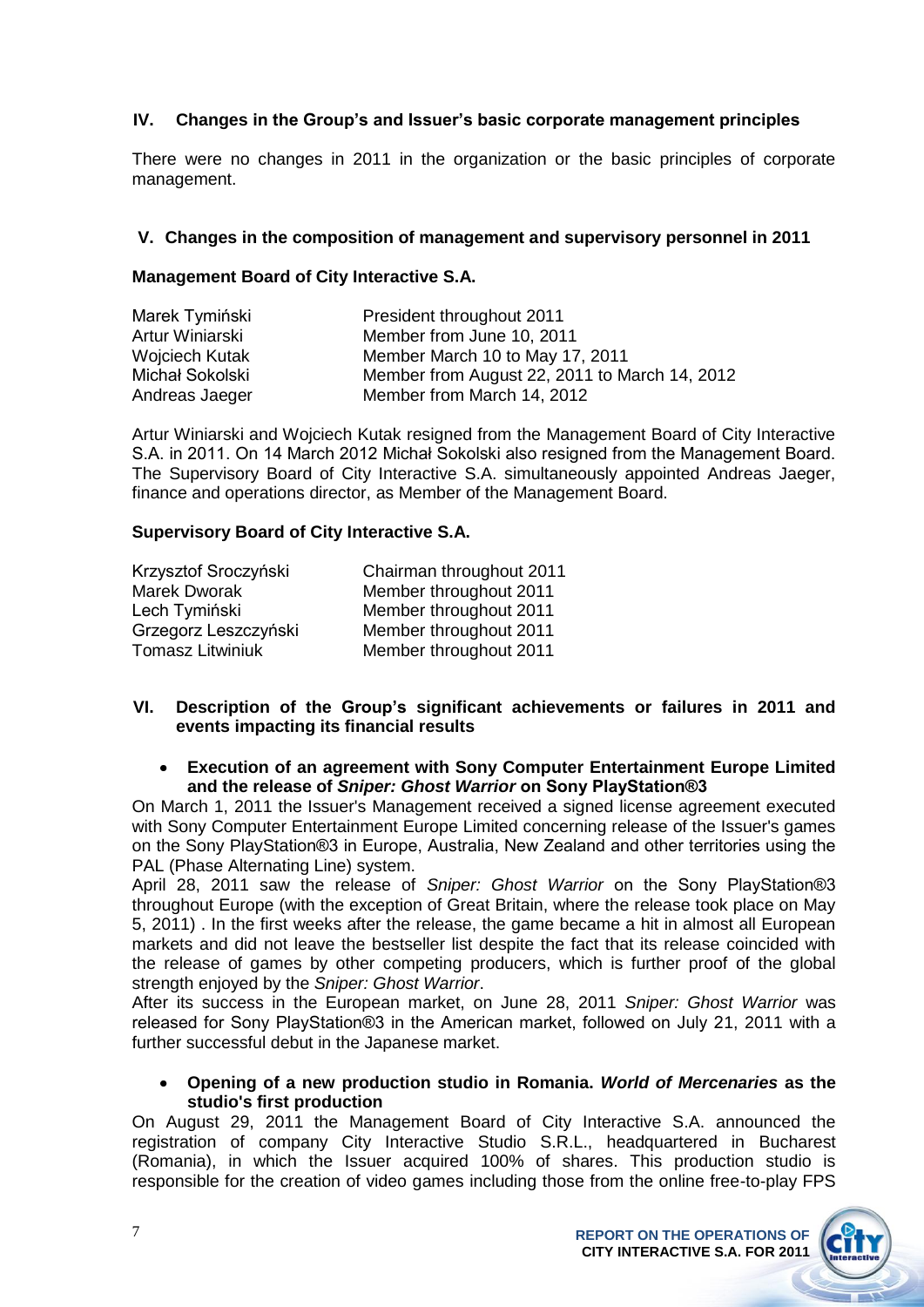## IV. Changes in the Group's and Issuer's basic corporate management principles

There were no changes in 2011 in the organization or the basic principles of corporate management.

## V. Changes in the composition of management and supervisory personnel in 2011

**Management Board of City Interactive S.A.**

| | |
|---|---|
| Marek Tymiński | President throughout 2011 |
| Artur Winiarski | Member from June 10, 2011 |
| Wojciech Kutak | Member March 10 to May 17, 2011 |
| Michał Sokolski | Member from August 22, 2011 to March 14, 2012 |
| Andreas Jaeger | Member from March 14, 2012 |

Artur Winiarski and Wojciech Kutak resigned from the Management Board of City Interactive S.A. in 2011. On 14 March 2012 Michał Sokolski also resigned from the Management Board. The Supervisory Board of City Interactive S.A. simultaneously appointed Andreas Jaeger, finance and operations director, as Member of the Management Board.

**Supervisory Board of City Interactive S.A.**

| | |
|---|---|
| Krzysztof Sroczyński | Chairman throughout 2011 |
| Marek Dworak | Member throughout 2011 |
| Lech Tymiński | Member throughout 2011 |
| Grzegorz Leszczyński | Member throughout 2011 |
| Tomasz Litwiniuk | Member throughout 2011 |

## VI. Description of the Group's significant achievements or failures in 2011 and events impacting its financial results

- **Execution of an agreement with Sony Computer Entertainment Europe Limited and the release of *Sniper: Ghost Warrior* on Sony PlayStation®3**

On March 1, 2011 the Issuer's Management received a signed license agreement executed with Sony Computer Entertainment Europe Limited concerning release of the Issuer's games on the Sony PlayStation®3 in Europe, Australia, New Zealand and other territories using the PAL (Phase Alternating Line) system.

April 28, 2011 saw the release of *Sniper: Ghost Warrior* on the Sony PlayStation®3 throughout Europe (with the exception of Great Britain, where the release took place on May 5, 2011) . In the first weeks after the release, the game became a hit in almost all European markets and did not leave the bestseller list despite the fact that its release coincided with the release of games by other competing producers, which is further proof of the global strength enjoyed by the *Sniper: Ghost Warrior*.

After its success in the European market, on June 28, 2011 *Sniper: Ghost Warrior* was released for Sony PlayStation®3 in the American market, followed on July 21, 2011 with a further successful debut in the Japanese market.

- **Opening of a new production studio in Romania. *World of Mercenaries* as the studio's first production**

On August 29, 2011 the Management Board of City Interactive S.A. announced the registration of company City Interactive Studio S.R.L., headquartered in Bucharest (Romania), in which the Issuer acquired 100% of shares. This production studio is responsible for the creation of video games including those from the online free-to-play FPS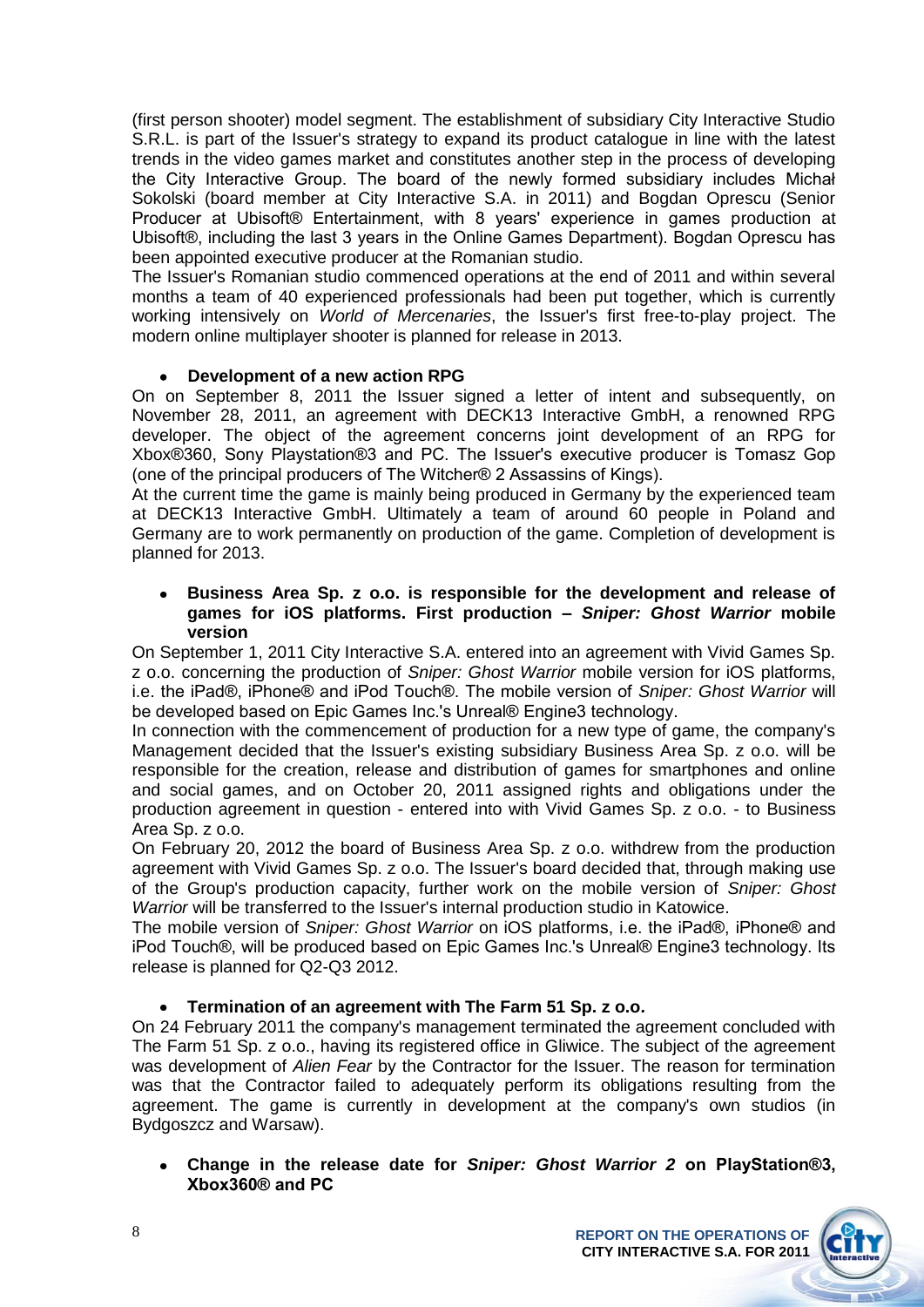(first person shooter) model segment. The establishment of subsidiary City Interactive Studio S.R.L. is part of the Issuer's strategy to expand its product catalogue in line with the latest trends in the video games market and constitutes another step in the process of developing the City Interactive Group. The board of the newly formed subsidiary includes Michał Sokolski (board member at City Interactive S.A. in 2011) and Bogdan Oprescu (Senior Producer at Ubisoft® Entertainment, with 8 years' experience in games production at Ubisoft®, including the last 3 years in the Online Games Department). Bogdan Oprescu has been appointed executive producer at the Romanian studio.

The Issuer's Romanian studio commenced operations at the end of 2011 and within several months a team of 40 experienced professionals had been put together, which is currently working intensively on *World of Mercenaries*, the Issuer's first free-to-play project. The modern online multiplayer shooter is planned for release in 2013.

- **Development of a new action RPG**

On on September 8, 2011 the Issuer signed a letter of intent and subsequently, on November 28, 2011, an agreement with DECK13 Interactive GmbH, a renowned RPG developer. The object of the agreement concerns joint development of an RPG for Xbox®360, Sony Playstation®3 and PC. The Issuer's executive producer is Tomasz Gop (one of the principal producers of The Witcher® 2 Assassins of Kings).

At the current time the game is mainly being produced in Germany by the experienced team at DECK13 Interactive GmbH. Ultimately a team of around 60 people in Poland and Germany are to work permanently on production of the game. Completion of development is planned for 2013.

- **Business Area Sp. z o.o. is responsible for the development and release of games for iOS platforms. First production – *Sniper: Ghost Warrior* mobile version**

On September 1, 2011 City Interactive S.A. entered into an agreement with Vivid Games Sp. z o.o. concerning the production of *Sniper: Ghost Warrior* mobile version for iOS platforms, i.e. the iPad®, iPhone® and iPod Touch®. The mobile version of *Sniper: Ghost Warrior* will be developed based on Epic Games Inc.'s Unreal® Engine3 technology.

In connection with the commencement of production for a new type of game, the company's Management decided that the Issuer's existing subsidiary Business Area Sp. z o.o. will be responsible for the creation, release and distribution of games for smartphones and online and social games, and on October 20, 2011 assigned rights and obligations under the production agreement in question - entered into with Vivid Games Sp. z o.o. - to Business Area Sp. z o.o.

On February 20, 2012 the board of Business Area Sp. z o.o. withdrew from the production agreement with Vivid Games Sp. z o.o. The Issuer's board decided that, through making use of the Group's production capacity, further work on the mobile version of *Sniper: Ghost Warrior* will be transferred to the Issuer's internal production studio in Katowice.

The mobile version of *Sniper: Ghost Warrior* on iOS platforms, i.e. the iPad®, iPhone® and iPod Touch®, will be produced based on Epic Games Inc.'s Unreal® Engine3 technology. Its release is planned for Q2-Q3 2012.

- **Termination of an agreement with The Farm 51 Sp. z o.o.**

On 24 February 2011 the company's management terminated the agreement concluded with The Farm 51 Sp. z o.o., having its registered office in Gliwice. The subject of the agreement was development of *Alien Fear* by the Contractor for the Issuer. The reason for termination was that the Contractor failed to adequately perform its obligations resulting from the agreement. The game is currently in development at the company's own studios (in Bydgoszcz and Warsaw).

- **Change in the release date for *Sniper: Ghost Warrior 2* on PlayStation®3, Xbox360® and PC**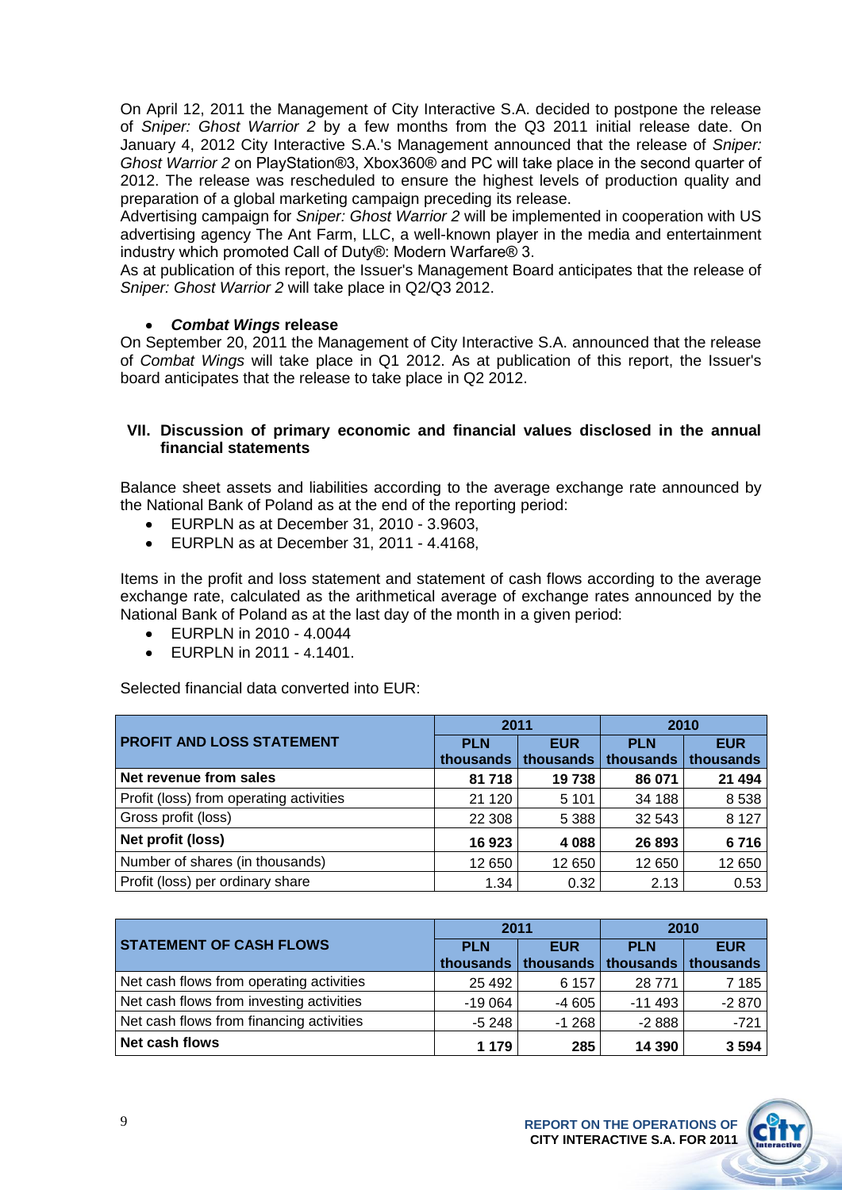On April 12, 2011 the Management of City Interactive S.A. decided to postpone the release of *Sniper: Ghost Warrior 2* by a few months from the Q3 2011 initial release date. On January 4, 2012 City Interactive S.A.'s Management announced that the release of *Sniper: Ghost Warrior 2* on PlayStation®3, Xbox360® and PC will take place in the second quarter of 2012. The release was rescheduled to ensure the highest levels of production quality and preparation of a global marketing campaign preceding its release.
Advertising campaign for *Sniper: Ghost Warrior 2* will be implemented in cooperation with US advertising agency The Ant Farm, LLC, a well-known player in the media and entertainment industry which promoted Call of Duty®: Modern Warfare® 3.
As at publication of this report, the Issuer's Management Board anticipates that the release of *Sniper: Ghost Warrior 2* will take place in Q2/Q3 2012.

- ***Combat Wings* release**

On September 20, 2011 the Management of City Interactive S.A. announced that the release of *Combat Wings* will take place in Q1 2012. As at publication of this report, the Issuer's board anticipates that the release to take place in Q2 2012.

## VII. Discussion of primary economic and financial values disclosed in the annual financial statements

Balance sheet assets and liabilities according to the average exchange rate announced by the National Bank of Poland as at the end of the reporting period:

- EURPLN as at December 31, 2010 - 3.9603,
- EURPLN as at December 31, 2011 - 4.4168,

Items in the profit and loss statement and statement of cash flows according to the average exchange rate, calculated as the arithmetical average of exchange rates announced by the National Bank of Poland as at the last day of the month in a given period:

- EURPLN in 2010 - 4.0044
- EURPLN in 2011 - 4.1401.

Selected financial data converted into EUR:

| PROFIT AND LOSS STATEMENT | 2011 | | 2010 | |
|---|---|---|---|---|
| | PLN thousands | EUR thousands | PLN thousands | EUR thousands |
| **Net revenue from sales** | **81 718** | **19 738** | **86 071** | **21 494** |
| Profit (loss) from operating activities | 21 120 | 5 101 | 34 188 | 8 538 |
| Gross profit (loss) | 22 308 | 5 388 | 32 543 | 8 127 |
| **Net profit (loss)** | **16 923** | **4 088** | **26 893** | **6 716** |
| Number of shares (in thousands) | 12 650 | 12 650 | 12 650 | 12 650 |
| Profit (loss) per ordinary share | 1.34 | 0.32 | 2.13 | 0.53 |

| STATEMENT OF CASH FLOWS | 2011 | | 2010 | |
|---|---|---|---|---|
| | PLN thousands | EUR thousands | PLN thousands | EUR thousands |
| Net cash flows from operating activities | 25 492 | 6 157 | 28 771 | 7 185 |
| Net cash flows from investing activities | -19 064 | -4 605 | -11 493 | -2 870 |
| Net cash flows from financing activities | -5 248 | -1 268 | -2 888 | -721 |
| **Net cash flows** | **1 179** | **285** | **14 390** | **3 594** |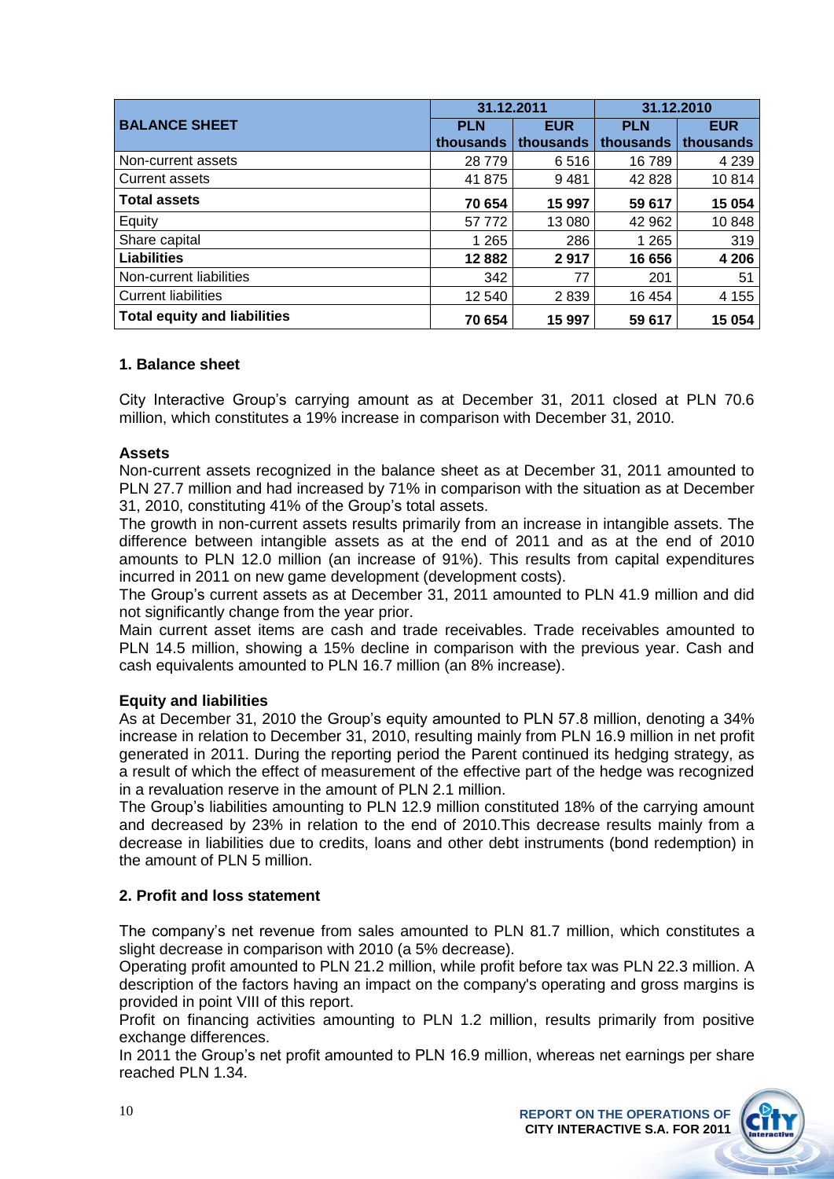| BALANCE SHEET | 31.12.2011 | | 31.12.2010 | |
|---|---|---|---|---|
| | PLN thousands | EUR thousands | PLN thousands | EUR thousands |
| Non-current assets | 28 779 | 6 516 | 16 789 | 4 239 |
| Current assets | 41 875 | 9 481 | 42 828 | 10 814 |
| **Total assets** | **70 654** | **15 997** | **59 617** | **15 054** |
| Equity | 57 772 | 13 080 | 42 962 | 10 848 |
| Share capital | 1 265 | 286 | 1 265 | 319 |
| **Liabilities** | **12 882** | **2 917** | **16 656** | **4 206** |
| Non-current liabilities | 342 | 77 | 201 | 51 |
| Current liabilities | 12 540 | 2 839 | 16 454 | 4 155 |
| **Total equity and liabilities** | **70 654** | **15 997** | **59 617** | **15 054** |

## 1. Balance sheet

City Interactive Group's carrying amount as at December 31, 2011 closed at PLN 70.6 million, which constitutes a 19% increase in comparison with December 31, 2010.

### Assets

Non-current assets recognized in the balance sheet as at December 31, 2011 amounted to PLN 27.7 million and had increased by 71% in comparison with the situation as at December 31, 2010, constituting 41% of the Group's total assets.

The growth in non-current assets results primarily from an increase in intangible assets. The difference between intangible assets as at the end of 2011 and as at the end of 2010 amounts to PLN 12.0 million (an increase of 91%). This results from capital expenditures incurred in 2011 on new game development (development costs).

The Group's current assets as at December 31, 2011 amounted to PLN 41.9 million and did not significantly change from the year prior.

Main current asset items are cash and trade receivables. Trade receivables amounted to PLN 14.5 million, showing a 15% decline in comparison with the previous year. Cash and cash equivalents amounted to PLN 16.7 million (an 8% increase).

### Equity and liabilities

As at December 31, 2010 the Group's equity amounted to PLN 57.8 million, denoting a 34% increase in relation to December 31, 2010, resulting mainly from PLN 16.9 million in net profit generated in 2011. During the reporting period the Parent continued its hedging strategy, as a result of which the effect of measurement of the effective part of the hedge was recognized in a revaluation reserve in the amount of PLN 2.1 million.

The Group's liabilities amounting to PLN 12.9 million constituted 18% of the carrying amount and decreased by 23% in relation to the end of 2010.This decrease results mainly from a decrease in liabilities due to credits, loans and other debt instruments (bond redemption) in the amount of PLN 5 million.

## 2. Profit and loss statement

The company's net revenue from sales amounted to PLN 81.7 million, which constitutes a slight decrease in comparison with 2010 (a 5% decrease).

Operating profit amounted to PLN 21.2 million, while profit before tax was PLN 22.3 million. A description of the factors having an impact on the company's operating and gross margins is provided in point VIII of this report.

Profit on financing activities amounting to PLN 1.2 million, results primarily from positive exchange differences.

In 2011 the Group's net profit amounted to PLN 16.9 million, whereas net earnings per share reached PLN 1.34.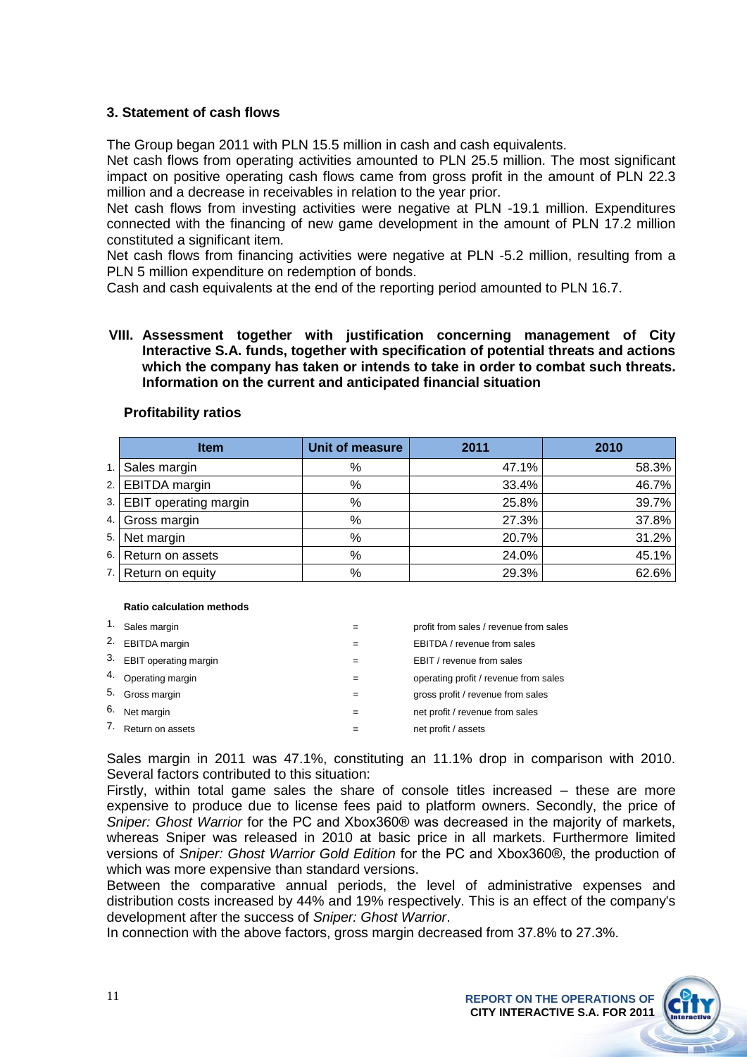### 3. Statement of cash flows

The Group began 2011 with PLN 15.5 million in cash and cash equivalents.

Net cash flows from operating activities amounted to PLN 25.5 million. The most significant impact on positive operating cash flows came from gross profit in the amount of PLN 22.3 million and a decrease in receivables in relation to the year prior.

Net cash flows from investing activities were negative at PLN -19.1 million. Expenditures connected with the financing of new game development in the amount of PLN 17.2 million constituted a significant item.

Net cash flows from financing activities were negative at PLN -5.2 million, resulting from a PLN 5 million expenditure on redemption of bonds.

Cash and cash equivalents at the end of the reporting period amounted to PLN 16.7.

## VIII. Assessment together with justification concerning management of City Interactive S.A. funds, together with specification of potential threats and actions which the company has taken or intends to take in order to combat such threats. Information on the current and anticipated financial situation

### Profitability ratios

| | Item | Unit of measure | 2011 | 2010 |
|---|---|---|---|---|
| 1. | Sales margin | % | 47.1% | 58.3% |
| 2. | EBITDA margin | % | 33.4% | 46.7% |
| 3. | EBIT operating margin | % | 25.8% | 39.7% |
| 4. | Gross margin | % | 27.3% | 37.8% |
| 5. | Net margin | % | 20.7% | 31.2% |
| 6. | Return on assets | % | 24.0% | 45.1% |
| 7. | Return on equity | % | 29.3% | 62.6% |

**Ratio calculation methods**

| | | | |
|---|---|---|---|
| 1. | Sales margin | = | profit from sales / revenue from sales |
| 2. | EBITDA margin | = | EBITDA / revenue from sales |
| 3. | EBIT operating margin | = | EBIT / revenue from sales |
| 4. | Operating margin | = | operating profit / revenue from sales |
| 5. | Gross margin | = | gross profit / revenue from sales |
| 6. | Net margin | = | net profit / revenue from sales |
| 7. | Return on assets | = | net profit / assets |

Sales margin in 2011 was 47.1%, constituting an 11.1% drop in comparison with 2010. Several factors contributed to this situation:

Firstly, within total game sales the share of console titles increased – these are more expensive to produce due to license fees paid to platform owners. Secondly, the price of *Sniper: Ghost Warrior* for the PC and Xbox360® was decreased in the majority of markets, whereas Sniper was released in 2010 at basic price in all markets. Furthermore limited versions of *Sniper: Ghost Warrior Gold Edition* for the PC and Xbox360®, the production of which was more expensive than standard versions.

Between the comparative annual periods, the level of administrative expenses and distribution costs increased by 44% and 19% respectively. This is an effect of the company's development after the success of *Sniper: Ghost Warrior*.

In connection with the above factors, gross margin decreased from 37.8% to 27.3%.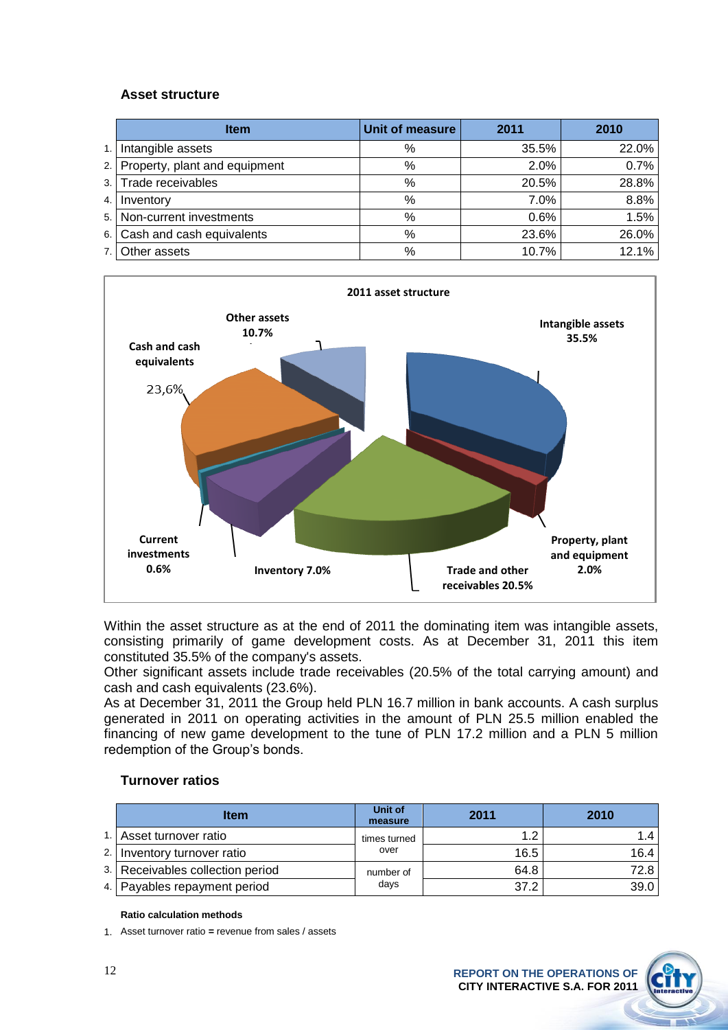### Asset structure

| | Item | Unit of measure | 2011 | 2010 |
|---|---|---|---|---|
| 1. | Intangible assets | % | 35.5% | 22.0% |
| 2. | Property, plant and equipment | % | 2.0% | 0.7% |
| 3. | Trade receivables | % | 20.5% | 28.8% |
| 4. | Inventory | % | 7.0% | 8.8% |
| 5. | Non-current investments | % | 0.6% | 1.5% |
| 6. | Cash and cash equivalents | % | 23.6% | 26.0% |
| 7. | Other assets | % | 10.7% | 12.1% |

**2011 asset structure**

- Intangible assets 35.5%
- Property, plant and equipment 2.0%
- Trade and other receivables 20.5%
- Inventory 7.0%
- Current investments 0.6%
- Cash and cash equivalents 23,6%
- Other assets 10.7%

Within the asset structure as at the end of 2011 the dominating item was intangible assets, consisting primarily of game development costs. As at December 31, 2011 this item constituted 35.5% of the company's assets.

Other significant assets include trade receivables (20.5% of the total carrying amount) and cash and cash equivalents (23.6%).

As at December 31, 2011 the Group held PLN 16.7 million in bank accounts. A cash surplus generated in 2011 on operating activities in the amount of PLN 25.5 million enabled the financing of new game development to the tune of PLN 17.2 million and a PLN 5 million redemption of the Group's bonds.

### Turnover ratios

| | Item | Unit of measure | 2011 | 2010 |
|---|---|---|---|---|
| 1. | Asset turnover ratio | times turned over | 1.2 | 1.4 |
| 2. | Inventory turnover ratio | | 16.5 | 16.4 |
| 3. | Receivables collection period | number of days | 64.8 | 72.8 |
| 4. | Payables repayment period | | 37.2 | 39.0 |

**Ratio calculation methods**

1. Asset turnover ratio **=** revenue from sales / assets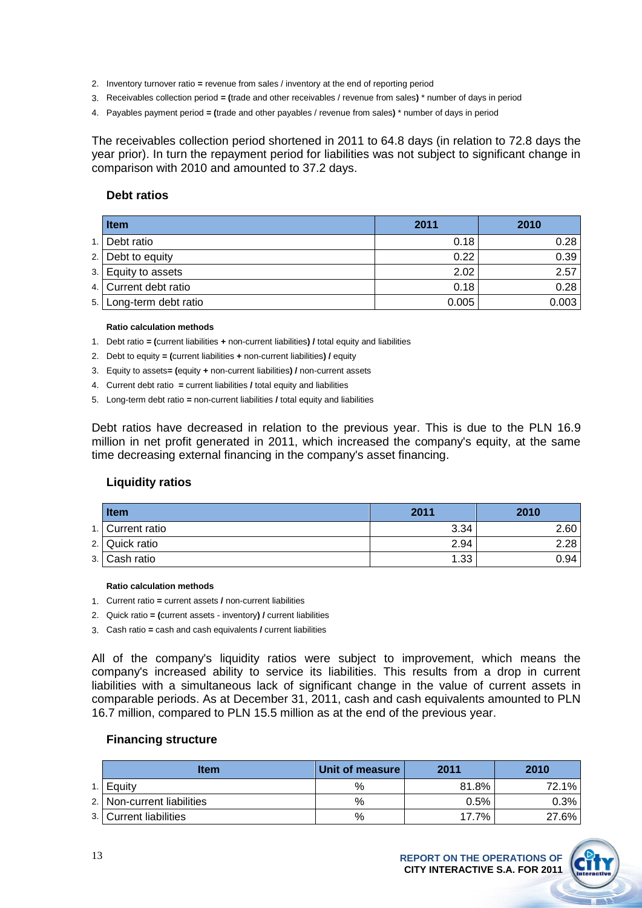2. Inventory turnover ratio **=** revenue from sales / inventory at the end of reporting period
3. Receivables collection period **= (**trade and other receivables / revenue from sales**)** * number of days in period
4. Payables payment period **= (**trade and other payables / revenue from sales**)** * number of days in period

The receivables collection period shortened in 2011 to 64.8 days (in relation to 72.8 days the year prior). In turn the repayment period for liabilities was not subject to significant change in comparison with 2010 and amounted to 37.2 days.

### Debt ratios

| | Item | 2011 | 2010 |
|---|---|---|---|
| 1. | Debt ratio | 0.18 | 0.28 |
| 2. | Debt to equity | 0.22 | 0.39 |
| 3. | Equity to assets | 2.02 | 2.57 |
| 4. | Current debt ratio | 0.18 | 0.28 |
| 5. | Long-term debt ratio | 0.005 | 0.003 |

**Ratio calculation methods**

1. Debt ratio **= (**current liabilities **+** non-current liabilities**) /** total equity and liabilities
2. Debt to equity **= (**current liabilities **+** non-current liabilities**) /** equity
3. Equity to assets**= (**equity **+** non-current liabilities**) /** non-current assets
4. Current debt ratio **=** current liabilities **/** total equity and liabilities
5. Long-term debt ratio **=** non-current liabilities **/** total equity and liabilities

Debt ratios have decreased in relation to the previous year. This is due to the PLN 16.9 million in net profit generated in 2011, which increased the company's equity, at the same time decreasing external financing in the company's asset financing.

### Liquidity ratios

| | Item | 2011 | 2010 |
|---|---|---|---|
| 1. | Current ratio | 3.34 | 2.60 |
| 2. | Quick ratio | 2.94 | 2.28 |
| 3. | Cash ratio | 1.33 | 0.94 |

**Ratio calculation methods**

1. Current ratio **=** current assets **/** non-current liabilities
2. Quick ratio **= (**current assets - inventory**) /** current liabilities
3. Cash ratio **=** cash and cash equivalents **/** current liabilities

All of the company's liquidity ratios were subject to improvement, which means the company's increased ability to service its liabilities. This results from a drop in current liabilities with a simultaneous lack of significant change in the value of current assets in comparable periods. As at December 31, 2011, cash and cash equivalents amounted to PLN 16.7 million, compared to PLN 15.5 million as at the end of the previous year.

### Financing structure

| | Item | Unit of measure | 2011 | 2010 |
|---|---|---|---|---|
| 1. | Equity | % | 81.8% | 72.1% |
| 2. | Non-current liabilities | % | 0.5% | 0.3% |
| 3. | Current liabilities | % | 17.7% | 27.6% |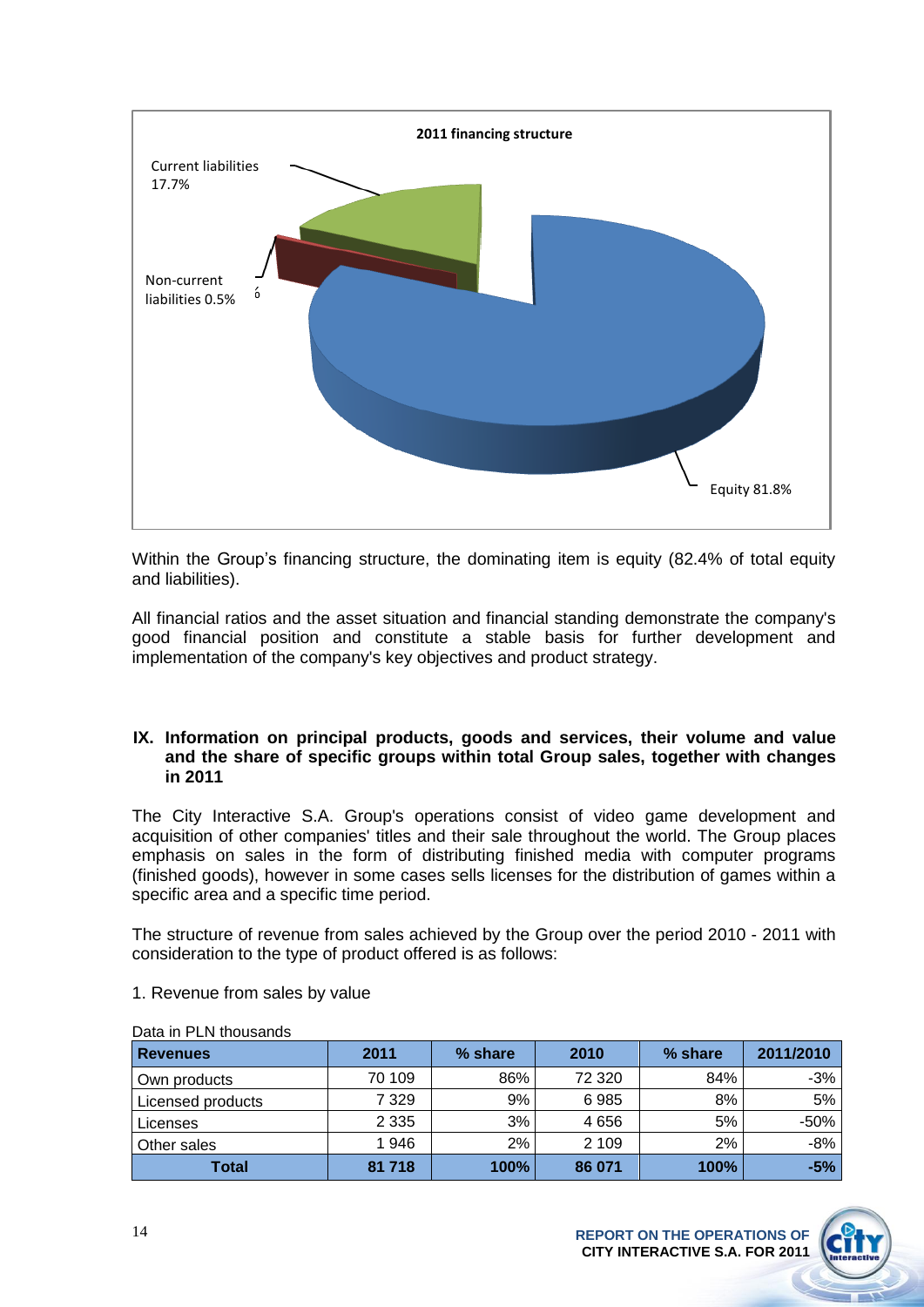**2011 financing structure**

Current liabilities 17.7%

Non-current liabilities 0.5%

Equity 81.8%

Within the Group's financing structure, the dominating item is equity (82.4% of total equity and liabilities).

All financial ratios and the asset situation and financial standing demonstrate the company's good financial position and constitute a stable basis for further development and implementation of the company's key objectives and product strategy.

## IX. Information on principal products, goods and services, their volume and value and the share of specific groups within total Group sales, together with changes in 2011

The City Interactive S.A. Group's operations consist of video game development and acquisition of other companies' titles and their sale throughout the world. The Group places emphasis on sales in the form of distributing finished media with computer programs (finished goods), however in some cases sells licenses for the distribution of games within a specific area and a specific time period.

The structure of revenue from sales achieved by the Group over the period 2010 - 2011 with consideration to the type of product offered is as follows:

1. Revenue from sales by value

Data in PLN thousands

| Revenues | 2011 | % share | 2010 | % share | 2011/2010 |
|---|---|---|---|---|---|
| Own products | 70 109 | 86% | 72 320 | 84% | -3% |
| Licensed products | 7 329 | 9% | 6 985 | 8% | 5% |
| Licenses | 2 335 | 3% | 4 656 | 5% | -50% |
| Other sales | 1 946 | 2% | 2 109 | 2% | -8% |
| **Total** | **81 718** | **100%** | **86 071** | **100%** | **-5%** |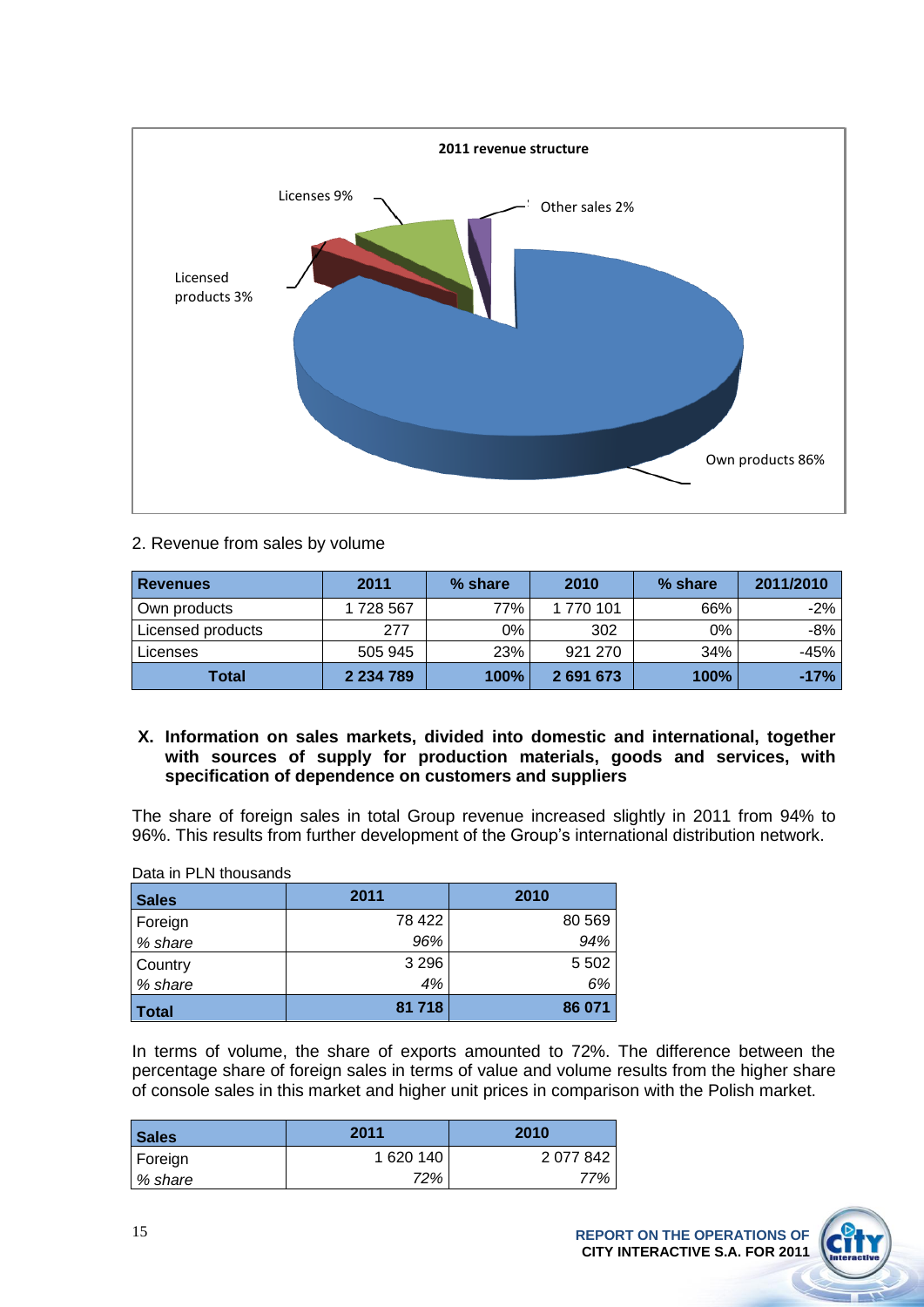**2011 revenue structure**

Licenses 9%

Other sales 2%

Licensed products 3%

Own products 86%

2. Revenue from sales by volume

| Revenues | 2011 | % share | 2010 | % share | 2011/2010 |
|---|---|---|---|---|---|
| Own products | 1 728 567 | 77% | 1 770 101 | 66% | -2% |
| Licensed products | 277 | 0% | 302 | 0% | -8% |
| Licenses | 505 945 | 23% | 921 270 | 34% | -45% |
| **Total** | **2 234 789** | **100%** | **2 691 673** | **100%** | **-17%** |

**X. Information on sales markets, divided into domestic and international, together with sources of supply for production materials, goods and services, with specification of dependence on customers and suppliers**

The share of foreign sales in total Group revenue increased slightly in 2011 from 94% to 96%. This results from further development of the Group's international distribution network.

Data in PLN thousands

| Sales | 2011 | 2010 |
|---|---|---|
| Foreign | 78 422 | 80 569 |
| *% share* | *96%* | *94%* |
| Country | 3 296 | 5 502 |
| *% share* | *4%* | *6%* |
| **Total** | **81 718** | **86 071** |

In terms of volume, the share of exports amounted to 72%. The difference between the percentage share of foreign sales in terms of value and volume results from the higher share of console sales in this market and higher unit prices in comparison with the Polish market.

| Sales | 2011 | 2010 |
|---|---|---|
| Foreign | 1 620 140 | 2 077 842 |
| *% share* | *72%* | *77%* |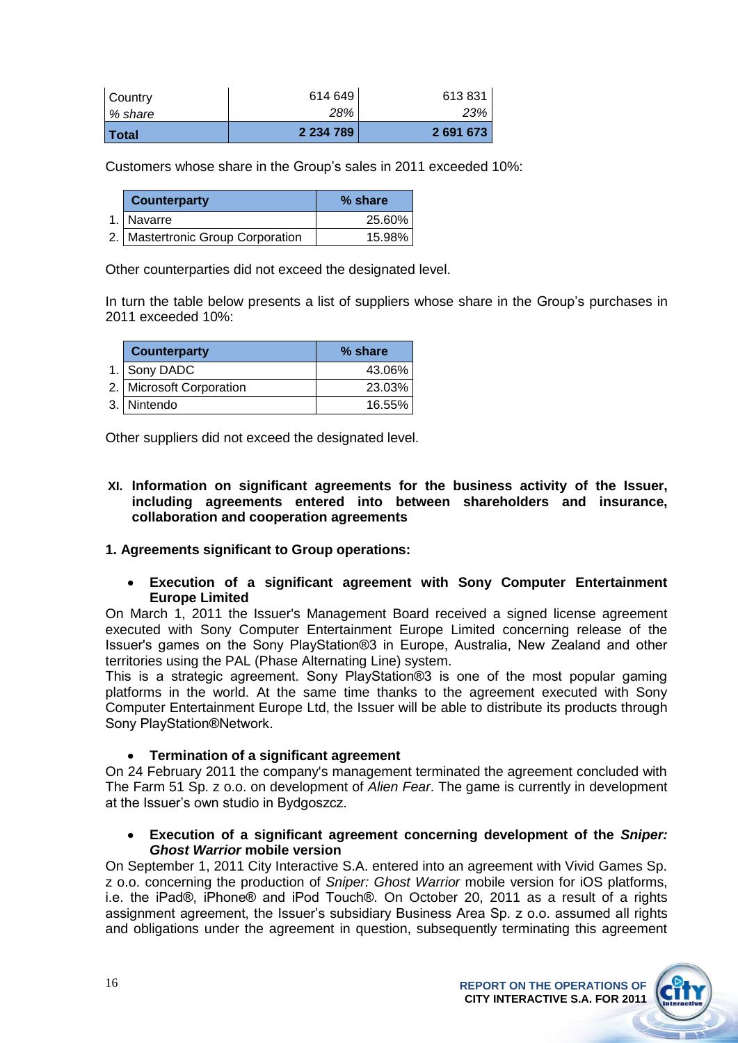| Country | 614 649 | 613 831 |
| --- | --- | --- |
| *% share* | *28%* | *23%* |
| **Total** | **2 234 789** | **2 691 673** |

Customers whose share in the Group's sales in 2011 exceeded 10%:

| | Counterparty | % share |
| --- | --- | --- |
| 1. | Navarre | 25.60% |
| 2. | Mastertronic Group Corporation | 15.98% |

Other counterparties did not exceed the designated level.

In turn the table below presents a list of suppliers whose share in the Group's purchases in 2011 exceeded 10%:

| | Counterparty | % share |
| --- | --- | --- |
| 1. | Sony DADC | 43.06% |
| 2. | Microsoft Corporation | 23.03% |
| 3. | Nintendo | 16.55% |

Other suppliers did not exceed the designated level.

## XI. Information on significant agreements for the business activity of the Issuer, including agreements entered into between shareholders and insurance, collaboration and cooperation agreements

### 1. Agreements significant to Group operations:

- **Execution of a significant agreement with Sony Computer Entertainment Europe Limited**

On March 1, 2011 the Issuer's Management Board received a signed license agreement executed with Sony Computer Entertainment Europe Limited concerning release of the Issuer's games on the Sony PlayStation®3 in Europe, Australia, New Zealand and other territories using the PAL (Phase Alternating Line) system.
This is a strategic agreement. Sony PlayStation®3 is one of the most popular gaming platforms in the world. At the same time thanks to the agreement executed with Sony Computer Entertainment Europe Ltd, the Issuer will be able to distribute its products through Sony PlayStation®Network.

- **Termination of a significant agreement**

On 24 February 2011 the company's management terminated the agreement concluded with The Farm 51 Sp. z o.o. on development of *Alien Fear*. The game is currently in development at the Issuer's own studio in Bydgoszcz.

- **Execution of a significant agreement concerning development of the *Sniper: Ghost Warrior* mobile version**

On September 1, 2011 City Interactive S.A. entered into an agreement with Vivid Games Sp. z o.o. concerning the production of *Sniper: Ghost Warrior* mobile version for iOS platforms, i.e. the iPad®, iPhone® and iPod Touch®. On October 20, 2011 as a result of a rights assignment agreement, the Issuer's subsidiary Business Area Sp. z o.o. assumed all rights and obligations under the agreement in question, subsequently terminating this agreement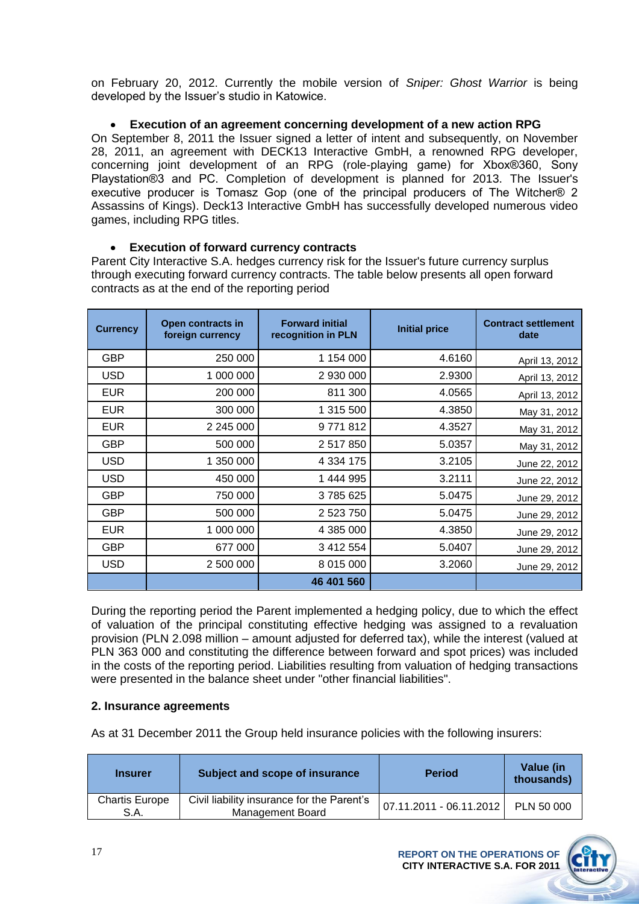on February 20, 2012. Currently the mobile version of *Sniper: Ghost Warrior* is being developed by the Issuer's studio in Katowice.

- **Execution of an agreement concerning development of a new action RPG**

On September 8, 2011 the Issuer signed a letter of intent and subsequently, on November 28, 2011, an agreement with DECK13 Interactive GmbH, a renowned RPG developer, concerning joint development of an RPG (role-playing game) for Xbox®360, Sony Playstation®3 and PC. Completion of development is planned for 2013. The Issuer's executive producer is Tomasz Gop (one of the principal producers of The Witcher® 2 Assassins of Kings). Deck13 Interactive GmbH has successfully developed numerous video games, including RPG titles.

- **Execution of forward currency contracts**

Parent City Interactive S.A. hedges currency risk for the Issuer's future currency surplus through executing forward currency contracts. The table below presents all open forward contracts as at the end of the reporting period

| Currency | Open contracts in foreign currency | Forward initial recognition in PLN | Initial price | Contract settlement date |
|---|---|---|---|---|
| GBP | 250 000 | 1 154 000 | 4.6160 | April 13, 2012 |
| USD | 1 000 000 | 2 930 000 | 2.9300 | April 13, 2012 |
| EUR | 200 000 | 811 300 | 4.0565 | April 13, 2012 |
| EUR | 300 000 | 1 315 500 | 4.3850 | May 31, 2012 |
| EUR | 2 245 000 | 9 771 812 | 4.3527 | May 31, 2012 |
| GBP | 500 000 | 2 517 850 | 5.0357 | May 31, 2012 |
| USD | 1 350 000 | 4 334 175 | 3.2105 | June 22, 2012 |
| USD | 450 000 | 1 444 995 | 3.2111 | June 22, 2012 |
| GBP | 750 000 | 3 785 625 | 5.0475 | June 29, 2012 |
| GBP | 500 000 | 2 523 750 | 5.0475 | June 29, 2012 |
| EUR | 1 000 000 | 4 385 000 | 4.3850 | June 29, 2012 |
| GBP | 677 000 | 3 412 554 | 5.0407 | June 29, 2012 |
| USD | 2 500 000 | 8 015 000 | 3.2060 | June 29, 2012 |
| | | **46 401 560** | | |

During the reporting period the Parent implemented a hedging policy, due to which the effect of valuation of the principal constituting effective hedging was assigned to a revaluation provision (PLN 2.098 million – amount adjusted for deferred tax), while the interest (valued at PLN 363 000 and constituting the difference between forward and spot prices) was included in the costs of the reporting period. Liabilities resulting from valuation of hedging transactions were presented in the balance sheet under "other financial liabilities".

### 2. Insurance agreements

As at 31 December 2011 the Group held insurance policies with the following insurers:

| Insurer | Subject and scope of insurance | Period | Value (in thousands) |
|---|---|---|---|
| Chartis Europe S.A. | Civil liability insurance for the Parent's Management Board | 07.11.2011 - 06.11.2012 | PLN 50 000 |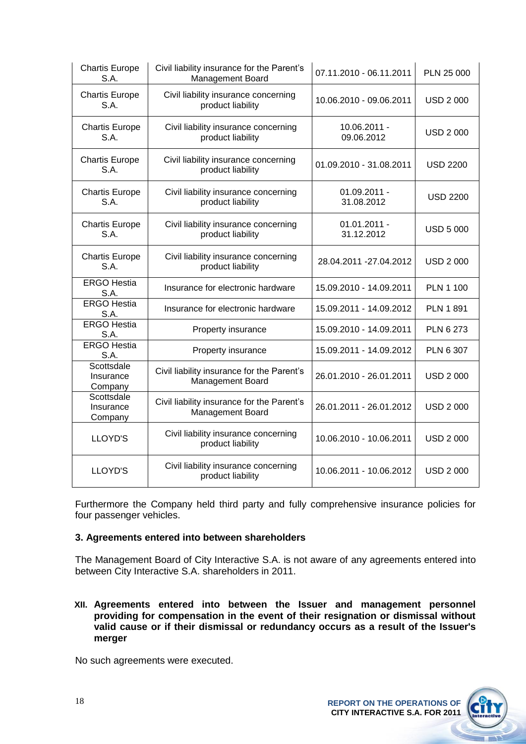| | | | |
|---|---|---|---|
| Chartis Europe S.A. | Civil liability insurance for the Parent's Management Board | 07.11.2010 - 06.11.2011 | PLN 25 000 |
| Chartis Europe S.A. | Civil liability insurance concerning product liability | 10.06.2010 - 09.06.2011 | USD 2 000 |
| Chartis Europe S.A. | Civil liability insurance concerning product liability | 10.06.2011 - 09.06.2012 | USD 2 000 |
| Chartis Europe S.A. | Civil liability insurance concerning product liability | 01.09.2010 - 31.08.2011 | USD 2200 |
| Chartis Europe S.A. | Civil liability insurance concerning product liability | 01.09.2011 - 31.08.2012 | USD 2200 |
| Chartis Europe S.A. | Civil liability insurance concerning product liability | 01.01.2011 - 31.12.2012 | USD 5 000 |
| Chartis Europe S.A. | Civil liability insurance concerning product liability | 28.04.2011 -27.04.2012 | USD 2 000 |
| ERGO Hestia S.A. | Insurance for electronic hardware | 15.09.2010 - 14.09.2011 | PLN 1 100 |
| ERGO Hestia S.A. | Insurance for electronic hardware | 15.09.2011 - 14.09.2012 | PLN 1 891 |
| ERGO Hestia S.A. | Property insurance | 15.09.2010 - 14.09.2011 | PLN 6 273 |
| ERGO Hestia S.A. | Property insurance | 15.09.2011 - 14.09.2012 | PLN 6 307 |
| Scottsdale Insurance Company | Civil liability insurance for the Parent's Management Board | 26.01.2010 - 26.01.2011 | USD 2 000 |
| Scottsdale Insurance Company | Civil liability insurance for the Parent's Management Board | 26.01.2011 - 26.01.2012 | USD 2 000 |
| LLOYD'S | Civil liability insurance concerning product liability | 10.06.2010 - 10.06.2011 | USD 2 000 |
| LLOYD'S | Civil liability insurance concerning product liability | 10.06.2011 - 10.06.2012 | USD 2 000 |

Furthermore the Company held third party and fully comprehensive insurance policies for four passenger vehicles.

**3. Agreements entered into between shareholders**

The Management Board of City Interactive S.A. is not aware of any agreements entered into between City Interactive S.A. shareholders in 2011.

## XII. Agreements entered into between the Issuer and management personnel providing for compensation in the event of their resignation or dismissal without valid cause or if their dismissal or redundancy occurs as a result of the Issuer's merger

No such agreements were executed.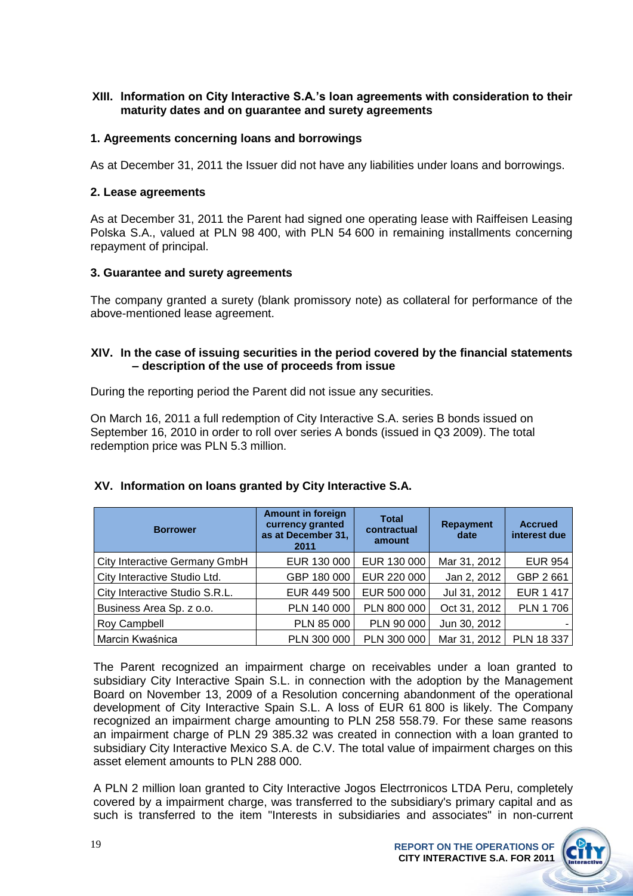## XIII. Information on City Interactive S.A.'s loan agreements with consideration to their maturity dates and on guarantee and surety agreements

### 1. Agreements concerning loans and borrowings

As at December 31, 2011 the Issuer did not have any liabilities under loans and borrowings.

### 2. Lease agreements

As at December 31, 2011 the Parent had signed one operating lease with Raiffeisen Leasing Polska S.A., valued at PLN 98 400, with PLN 54 600 in remaining installments concerning repayment of principal.

### 3. Guarantee and surety agreements

The company granted a surety (blank promissory note) as collateral for performance of the above-mentioned lease agreement.

## XIV. In the case of issuing securities in the period covered by the financial statements – description of the use of proceeds from issue

During the reporting period the Parent did not issue any securities.

On March 16, 2011 a full redemption of City Interactive S.A. series B bonds issued on September 16, 2010 in order to roll over series A bonds (issued in Q3 2009). The total redemption price was PLN 5.3 million.

## XV. Information on loans granted by City Interactive S.A.

| Borrower | Amount in foreign currency granted as at December 31, 2011 | Total contractual amount | Repayment date | Accrued interest due |
|---|---|---|---|---|
| City Interactive Germany GmbH | EUR 130 000 | EUR 130 000 | Mar 31, 2012 | EUR 954 |
| City Interactive Studio Ltd. | GBP 180 000 | EUR 220 000 | Jan 2, 2012 | GBP 2 661 |
| City Interactive Studio S.R.L. | EUR 449 500 | EUR 500 000 | Jul 31, 2012 | EUR 1 417 |
| Business Area Sp. z o.o. | PLN 140 000 | PLN 800 000 | Oct 31, 2012 | PLN 1 706 |
| Roy Campbell | PLN 85 000 | PLN 90 000 | Jun 30, 2012 | - |
| Marcin Kwaśnica | PLN 300 000 | PLN 300 000 | Mar 31, 2012 | PLN 18 337 |

The Parent recognized an impairment charge on receivables under a loan granted to subsidiary City Interactive Spain S.L. in connection with the adoption by the Management Board on November 13, 2009 of a Resolution concerning abandonment of the operational development of City Interactive Spain S.L. A loss of EUR 61 800 is likely. The Company recognized an impairment charge amounting to PLN 258 558.79. For these same reasons an impairment charge of PLN 29 385.32 was created in connection with a loan granted to subsidiary City Interactive Mexico S.A. de C.V. The total value of impairment charges on this asset element amounts to PLN 288 000.

A PLN 2 million loan granted to City Interactive Jogos Electrronicos LTDA Peru, completely covered by a impairment charge, was transferred to the subsidiary's primary capital and as such is transferred to the item "Interests in subsidiaries and associates" in non-current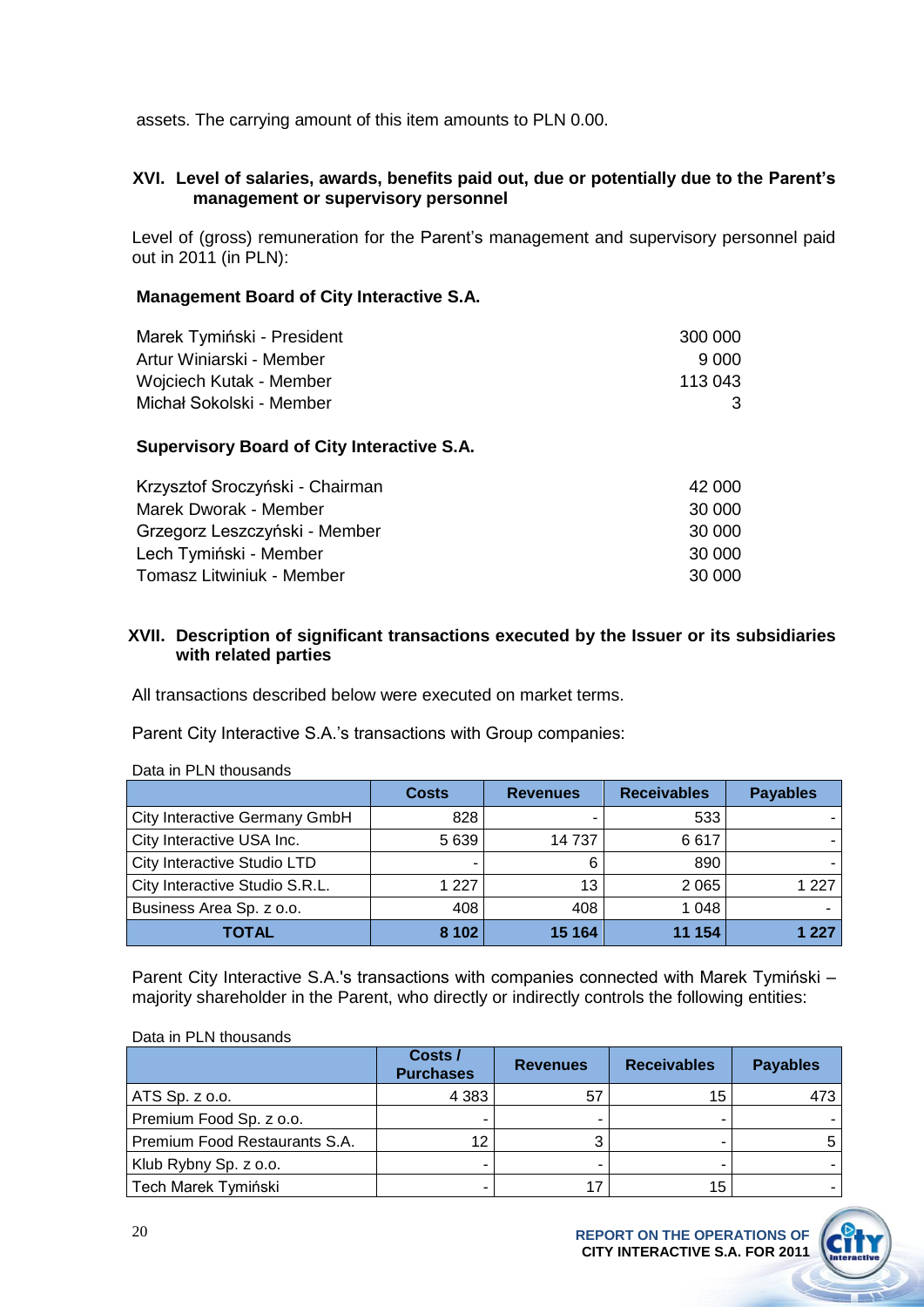assets. The carrying amount of this item amounts to PLN 0.00.

## XVI. Level of salaries, awards, benefits paid out, due or potentially due to the Parent's management or supervisory personnel

Level of (gross) remuneration for the Parent's management and supervisory personnel paid out in 2011 (in PLN):

**Management Board of City Interactive S.A.**

| | |
|---|---|
| Marek Tymiński - President | 300 000 |
| Artur Winiarski - Member | 9 000 |
| Wojciech Kutak - Member | 113 043 |
| Michał Sokolski - Member | 3 |

**Supervisory Board of City Interactive S.A.**

| | |
|---|---|
| Krzysztof Sroczyński - Chairman | 42 000 |
| Marek Dworak - Member | 30 000 |
| Grzegorz Leszczyński - Member | 30 000 |
| Lech Tymiński - Member | 30 000 |
| Tomasz Litwiniuk - Member | 30 000 |

## XVII. Description of significant transactions executed by the Issuer or its subsidiaries with related parties

All transactions described below were executed on market terms.

Parent City Interactive S.A.'s transactions with Group companies:

Data in PLN thousands

| | Costs | Revenues | Receivables | Payables |
|---|---|---|---|---|
| City Interactive Germany GmbH | 828 | - | 533 | - |
| City Interactive USA Inc. | 5 639 | 14 737 | 6 617 | - |
| City Interactive Studio LTD | - | 6 | 890 | - |
| City Interactive Studio S.R.L. | 1 227 | 13 | 2 065 | 1 227 |
| Business Area Sp. z o.o. | 408 | 408 | 1 048 | - |
| **TOTAL** | **8 102** | **15 164** | **11 154** | **1 227** |

Parent City Interactive S.A.'s transactions with companies connected with Marek Tymiński – majority shareholder in the Parent, who directly or indirectly controls the following entities:

Data in PLN thousands

| | Costs / Purchases | Revenues | Receivables | Payables |
|---|---|---|---|---|
| ATS Sp. z o.o. | 4 383 | 57 | 15 | 473 |
| Premium Food Sp. z o.o. | - | - | - | - |
| Premium Food Restaurants S.A. | 12 | 3 | - | 5 |
| Klub Rybny Sp. z o.o. | - | - | - | - |
| Tech Marek Tymiński | - | 17 | 15 | - |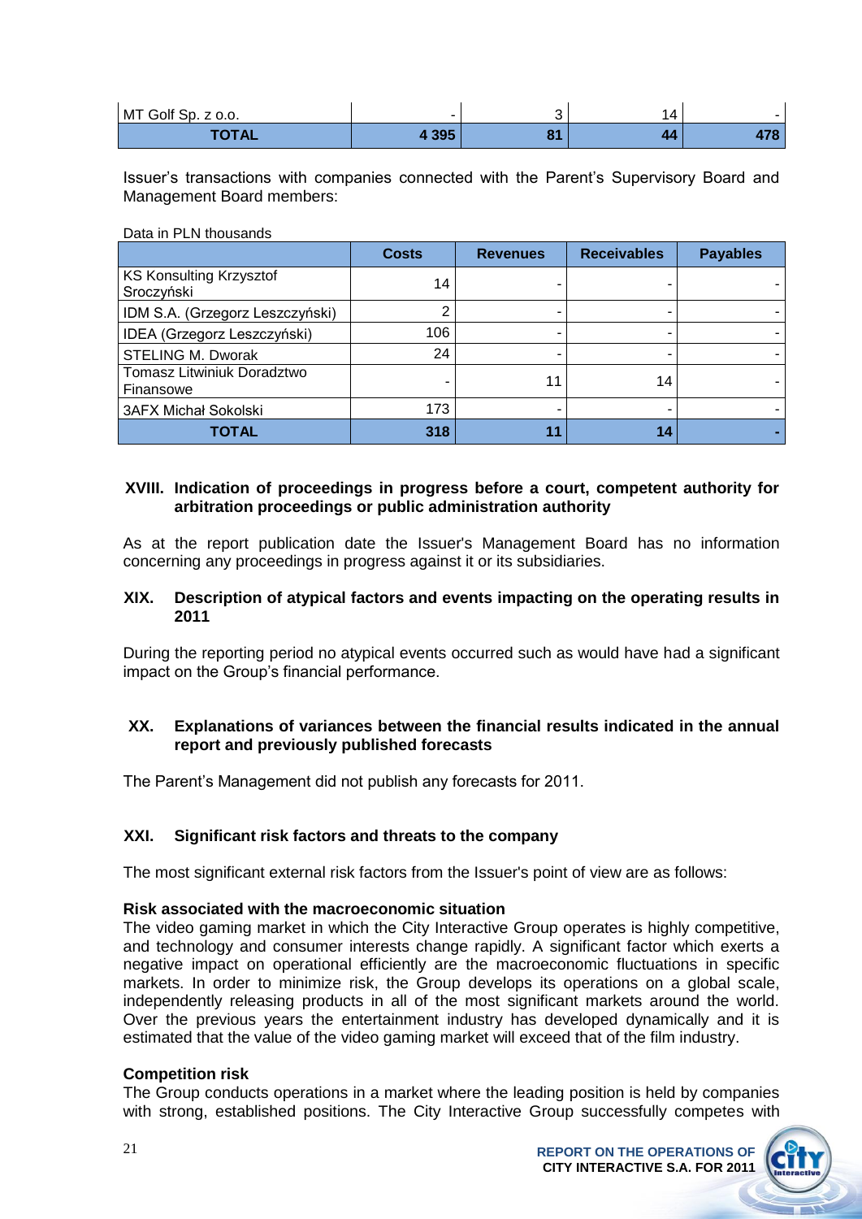| MT Golf Sp. z o.o. | - | 3 | 14 | - |
|---|---|---|---|---|
| **TOTAL** | **4 395** | **81** | **44** | **478** |

Issuer's transactions with companies connected with the Parent's Supervisory Board and Management Board members:

Data in PLN thousands

| | Costs | Revenues | Receivables | Payables |
|---|---|---|---|---|
| KS Konsulting Krzysztof Sroczyński | 14 | - | - | - |
| IDM S.A. (Grzegorz Leszczyński) | 2 | - | - | - |
| IDEA (Grzegorz Leszczyński) | 106 | - | - | - |
| STELING M. Dworak | 24 | - | - | - |
| Tomasz Litwiniuk Doradztwo Finansowe | - | 11 | 14 | - |
| 3AFX Michał Sokolski | 173 | - | - | - |
| **TOTAL** | **318** | **11** | **14** | **-** |

## XVIII. Indication of proceedings in progress before a court, competent authority for arbitration proceedings or public administration authority

As at the report publication date the Issuer's Management Board has no information concerning any proceedings in progress against it or its subsidiaries.

## XIX. Description of atypical factors and events impacting on the operating results in 2011

During the reporting period no atypical events occurred such as would have had a significant impact on the Group's financial performance.

## XX. Explanations of variances between the financial results indicated in the annual report and previously published forecasts

The Parent's Management did not publish any forecasts for 2011.

## XXI. Significant risk factors and threats to the company

The most significant external risk factors from the Issuer's point of view are as follows:

**Risk associated with the macroeconomic situation**

The video gaming market in which the City Interactive Group operates is highly competitive, and technology and consumer interests change rapidly. A significant factor which exerts a negative impact on operational efficiently are the macroeconomic fluctuations in specific markets. In order to minimize risk, the Group develops its operations on a global scale, independently releasing products in all of the most significant markets around the world. Over the previous years the entertainment industry has developed dynamically and it is estimated that the value of the video gaming market will exceed that of the film industry.

**Competition risk**

The Group conducts operations in a market where the leading position is held by companies with strong, established positions. The City Interactive Group successfully competes with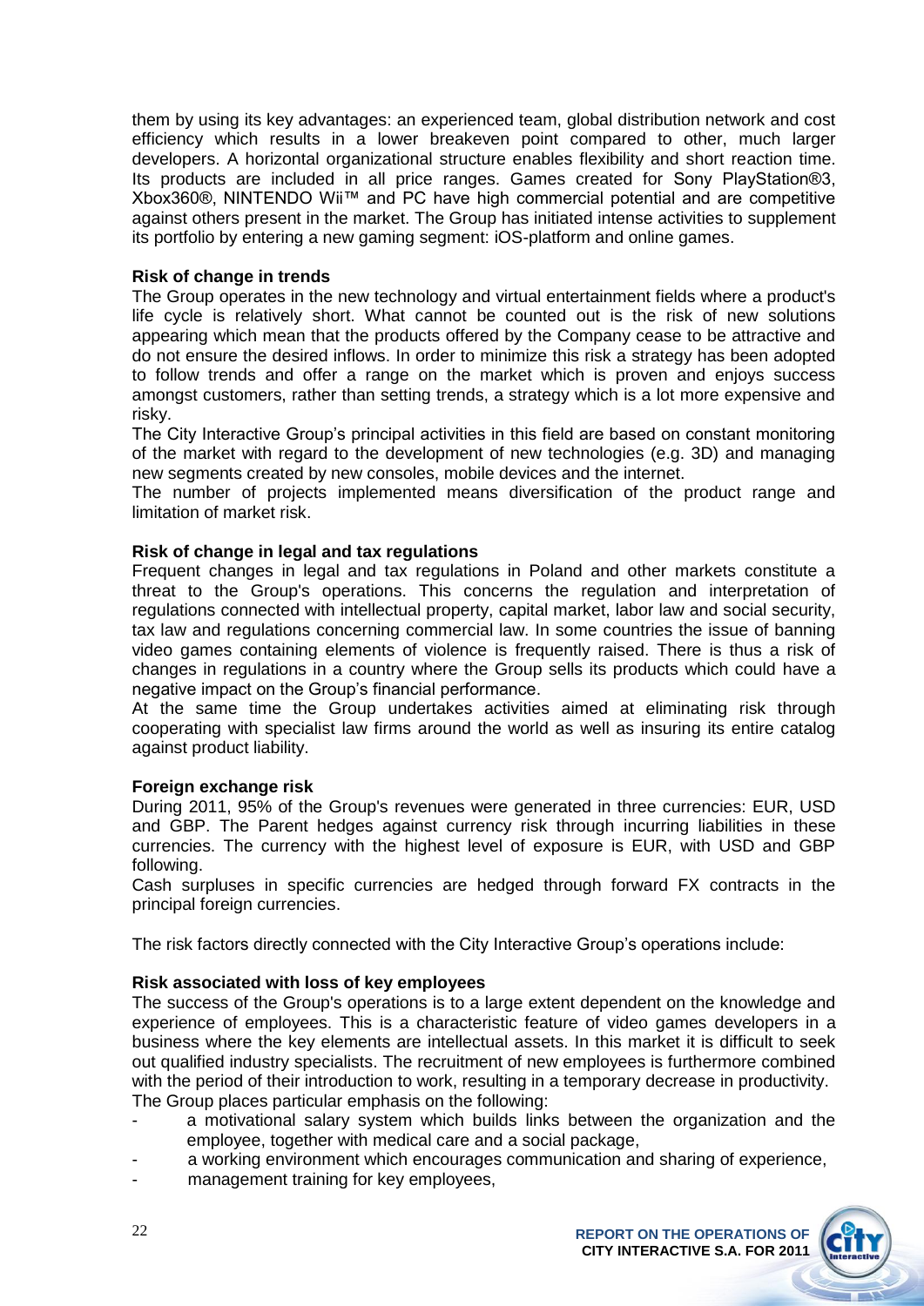them by using its key advantages: an experienced team, global distribution network and cost efficiency which results in a lower breakeven point compared to other, much larger developers. A horizontal organizational structure enables flexibility and short reaction time. Its products are included in all price ranges. Games created for Sony PlayStation®3, Xbox360®, NINTENDO Wii™ and PC have high commercial potential and are competitive against others present in the market. The Group has initiated intense activities to supplement its portfolio by entering a new gaming segment: iOS-platform and online games.

**Risk of change in trends**

The Group operates in the new technology and virtual entertainment fields where a product's life cycle is relatively short. What cannot be counted out is the risk of new solutions appearing which mean that the products offered by the Company cease to be attractive and do not ensure the desired inflows. In order to minimize this risk a strategy has been adopted to follow trends and offer a range on the market which is proven and enjoys success amongst customers, rather than setting trends, a strategy which is a lot more expensive and risky.

The City Interactive Group's principal activities in this field are based on constant monitoring of the market with regard to the development of new technologies (e.g. 3D) and managing new segments created by new consoles, mobile devices and the internet.

The number of projects implemented means diversification of the product range and limitation of market risk.

**Risk of change in legal and tax regulations**

Frequent changes in legal and tax regulations in Poland and other markets constitute a threat to the Group's operations. This concerns the regulation and interpretation of regulations connected with intellectual property, capital market, labor law and social security, tax law and regulations concerning commercial law. In some countries the issue of banning video games containing elements of violence is frequently raised. There is thus a risk of changes in regulations in a country where the Group sells its products which could have a negative impact on the Group's financial performance.

At the same time the Group undertakes activities aimed at eliminating risk through cooperating with specialist law firms around the world as well as insuring its entire catalog against product liability.

**Foreign exchange risk**

During 2011, 95% of the Group's revenues were generated in three currencies: EUR, USD and GBP. The Parent hedges against currency risk through incurring liabilities in these currencies. The currency with the highest level of exposure is EUR, with USD and GBP following.

Cash surpluses in specific currencies are hedged through forward FX contracts in the principal foreign currencies.

The risk factors directly connected with the City Interactive Group's operations include:

**Risk associated with loss of key employees**

The success of the Group's operations is to a large extent dependent on the knowledge and experience of employees. This is a characteristic feature of video games developers in a business where the key elements are intellectual assets. In this market it is difficult to seek out qualified industry specialists. The recruitment of new employees is furthermore combined with the period of their introduction to work, resulting in a temporary decrease in productivity.

The Group places particular emphasis on the following:

- a motivational salary system which builds links between the organization and the employee, together with medical care and a social package,
- a working environment which encourages communication and sharing of experience,
- management training for key employees,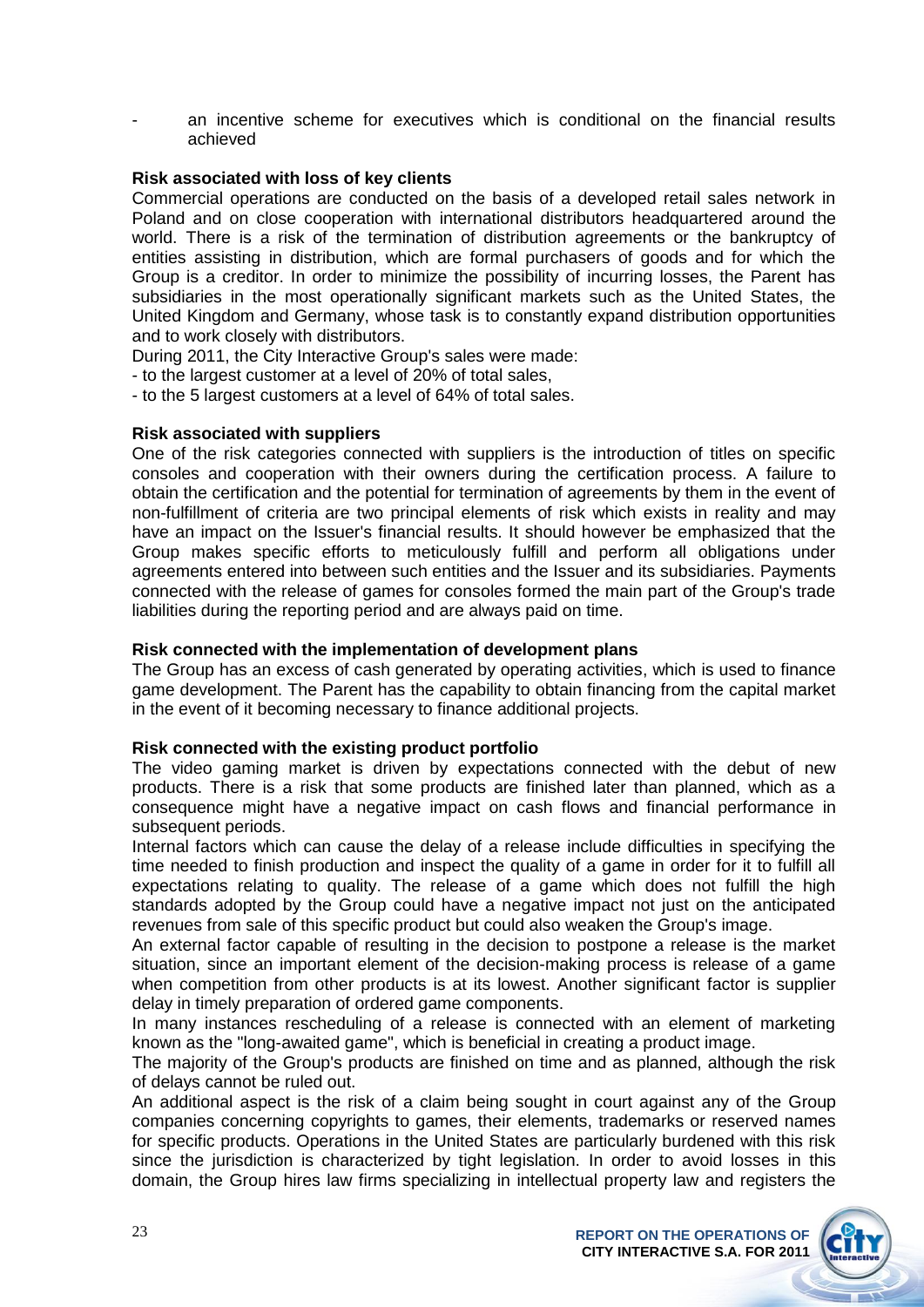- an incentive scheme for executives which is conditional on the financial results achieved

**Risk associated with loss of key clients**

Commercial operations are conducted on the basis of a developed retail sales network in Poland and on close cooperation with international distributors headquartered around the world. There is a risk of the termination of distribution agreements or the bankruptcy of entities assisting in distribution, which are formal purchasers of goods and for which the Group is a creditor. In order to minimize the possibility of incurring losses, the Parent has subsidiaries in the most operationally significant markets such as the United States, the United Kingdom and Germany, whose task is to constantly expand distribution opportunities and to work closely with distributors.

During 2011, the City Interactive Group's sales were made:

- to the largest customer at a level of 20% of total sales,
- to the 5 largest customers at a level of 64% of total sales.

**Risk associated with suppliers**

One of the risk categories connected with suppliers is the introduction of titles on specific consoles and cooperation with their owners during the certification process. A failure to obtain the certification and the potential for termination of agreements by them in the event of non-fulfillment of criteria are two principal elements of risk which exists in reality and may have an impact on the Issuer's financial results. It should however be emphasized that the Group makes specific efforts to meticulously fulfill and perform all obligations under agreements entered into between such entities and the Issuer and its subsidiaries. Payments connected with the release of games for consoles formed the main part of the Group's trade liabilities during the reporting period and are always paid on time.

**Risk connected with the implementation of development plans**

The Group has an excess of cash generated by operating activities, which is used to finance game development. The Parent has the capability to obtain financing from the capital market in the event of it becoming necessary to finance additional projects.

**Risk connected with the existing product portfolio**

The video gaming market is driven by expectations connected with the debut of new products. There is a risk that some products are finished later than planned, which as a consequence might have a negative impact on cash flows and financial performance in subsequent periods.

Internal factors which can cause the delay of a release include difficulties in specifying the time needed to finish production and inspect the quality of a game in order for it to fulfill all expectations relating to quality. The release of a game which does not fulfill the high standards adopted by the Group could have a negative impact not just on the anticipated revenues from sale of this specific product but could also weaken the Group's image.

An external factor capable of resulting in the decision to postpone a release is the market situation, since an important element of the decision-making process is release of a game when competition from other products is at its lowest. Another significant factor is supplier delay in timely preparation of ordered game components.

In many instances rescheduling of a release is connected with an element of marketing known as the "long-awaited game", which is beneficial in creating a product image.

The majority of the Group's products are finished on time and as planned, although the risk of delays cannot be ruled out.

An additional aspect is the risk of a claim being sought in court against any of the Group companies concerning copyrights to games, their elements, trademarks or reserved names for specific products. Operations in the United States are particularly burdened with this risk since the jurisdiction is characterized by tight legislation. In order to avoid losses in this domain, the Group hires law firms specializing in intellectual property law and registers the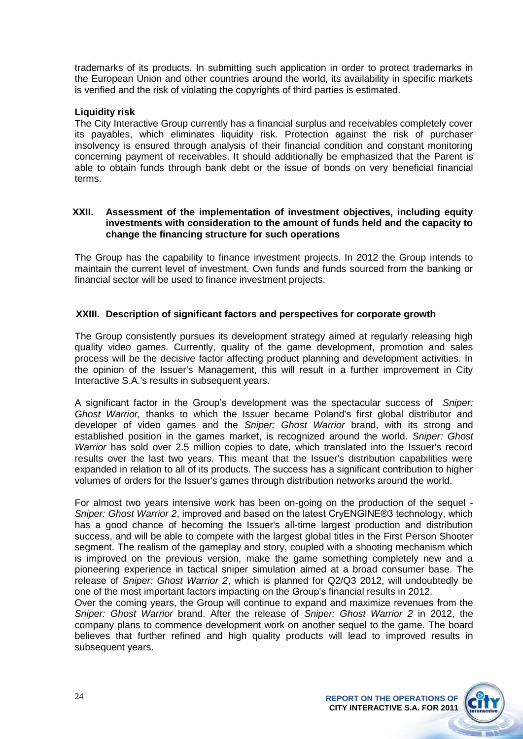trademarks of its products. In submitting such application in order to protect trademarks in the European Union and other countries around the world, its availability in specific markets is verified and the risk of violating the copyrights of third parties is estimated.

**Liquidity risk**

The City Interactive Group currently has a financial surplus and receivables completely cover its payables, which eliminates liquidity risk. Protection against the risk of purchaser insolvency is ensured through analysis of their financial condition and constant monitoring concerning payment of receivables. It should additionally be emphasized that the Parent is able to obtain funds through bank debt or the issue of bonds on very beneficial financial terms.

## XXII. Assessment of the implementation of investment objectives, including equity investments with consideration to the amount of funds held and the capacity to change the financing structure for such operations

The Group has the capability to finance investment projects. In 2012 the Group intends to maintain the current level of investment. Own funds and funds sourced from the banking or financial sector will be used to finance investment projects.

## XXIII. Description of significant factors and perspectives for corporate growth

The Group consistently pursues its development strategy aimed at regularly releasing high quality video games. Currently, quality of the game development, promotion and sales process will be the decisive factor affecting product planning and development activities. In the opinion of the Issuer's Management, this will result in a further improvement in City Interactive S.A.'s results in subsequent years.

A significant factor in the Group's development was the spectacular success of *Sniper: Ghost Warrior,* thanks to which the Issuer became Poland's first global distributor and developer of video games and the *Sniper: Ghost Warrior* brand, with its strong and established position in the games market, is recognized around the world. *Sniper: Ghost Warrior* has sold over 2.5 million copies to date, which translated into the Issuer's record results over the last two years. This meant that the Issuer's distribution capabilities were expanded in relation to all of its products. The success has a significant contribution to higher volumes of orders for the Issuer's games through distribution networks around the world.

For almost two years intensive work has been on-going on the production of the sequel - *Sniper: Ghost Warrior 2*, improved and based on the latest CryENGINE®3 technology, which has a good chance of becoming the Issuer's all-time largest production and distribution success, and will be able to compete with the largest global titles in the First Person Shooter segment. The realism of the gameplay and story, coupled with a shooting mechanism which is improved on the previous version, make the game something completely new and a pioneering experience in tactical sniper simulation aimed at a broad consumer base. The release of *Sniper: Ghost Warrior 2*, which is planned for Q2/Q3 2012, will undoubtedly be one of the most important factors impacting on the Group's financial results in 2012.

Over the coming years, the Group will continue to expand and maximize revenues from the *Sniper: Ghost Warrior* brand. After the release of *Sniper: Ghost Warrior 2* in 2012, the company plans to commence development work on another sequel to the game. The board believes that further refined and high quality products will lead to improved results in subsequent years.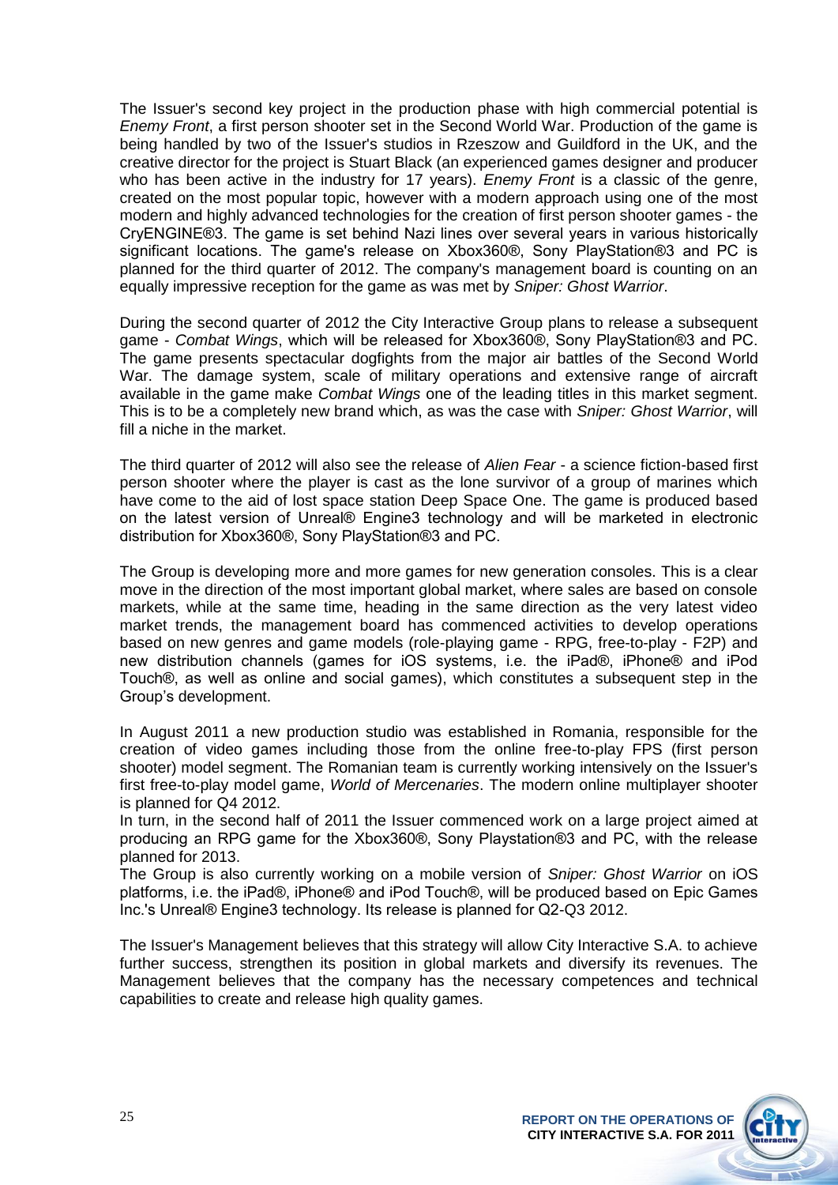The Issuer's second key project in the production phase with high commercial potential is *Enemy Front*, a first person shooter set in the Second World War. Production of the game is being handled by two of the Issuer's studios in Rzeszow and Guildford in the UK, and the creative director for the project is Stuart Black (an experienced games designer and producer who has been active in the industry for 17 years). *Enemy Front* is a classic of the genre, created on the most popular topic, however with a modern approach using one of the most modern and highly advanced technologies for the creation of first person shooter games - the CryENGINE®3. The game is set behind Nazi lines over several years in various historically significant locations. The game's release on Xbox360®, Sony PlayStation®3 and PC is planned for the third quarter of 2012. The company's management board is counting on an equally impressive reception for the game as was met by *Sniper: Ghost Warrior*.

During the second quarter of 2012 the City Interactive Group plans to release a subsequent game - *Combat Wings*, which will be released for Xbox360®, Sony PlayStation®3 and PC. The game presents spectacular dogfights from the major air battles of the Second World War. The damage system, scale of military operations and extensive range of aircraft available in the game make *Combat Wings* one of the leading titles in this market segment. This is to be a completely new brand which, as was the case with *Sniper: Ghost Warrior*, will fill a niche in the market.

The third quarter of 2012 will also see the release of *Alien Fear* - a science fiction-based first person shooter where the player is cast as the lone survivor of a group of marines which have come to the aid of lost space station Deep Space One. The game is produced based on the latest version of Unreal® Engine3 technology and will be marketed in electronic distribution for Xbox360®, Sony PlayStation®3 and PC.

The Group is developing more and more games for new generation consoles. This is a clear move in the direction of the most important global market, where sales are based on console markets, while at the same time, heading in the same direction as the very latest video market trends, the management board has commenced activities to develop operations based on new genres and game models (role-playing game - RPG, free-to-play - F2P) and new distribution channels (games for iOS systems, i.e. the iPad®, iPhone® and iPod Touch®, as well as online and social games), which constitutes a subsequent step in the Group's development.

In August 2011 a new production studio was established in Romania, responsible for the creation of video games including those from the online free-to-play FPS (first person shooter) model segment. The Romanian team is currently working intensively on the Issuer's first free-to-play model game, *World of Mercenaries*. The modern online multiplayer shooter is planned for Q4 2012.
In turn, in the second half of 2011 the Issuer commenced work on a large project aimed at producing an RPG game for the Xbox360®, Sony Playstation®3 and PC, with the release planned for 2013.
The Group is also currently working on a mobile version of *Sniper: Ghost Warrior* on iOS platforms, i.e. the iPad®, iPhone® and iPod Touch®, will be produced based on Epic Games Inc.'s Unreal® Engine3 technology. Its release is planned for Q2-Q3 2012.

The Issuer's Management believes that this strategy will allow City Interactive S.A. to achieve further success, strengthen its position in global markets and diversify its revenues. The Management believes that the company has the necessary competences and technical capabilities to create and release high quality games.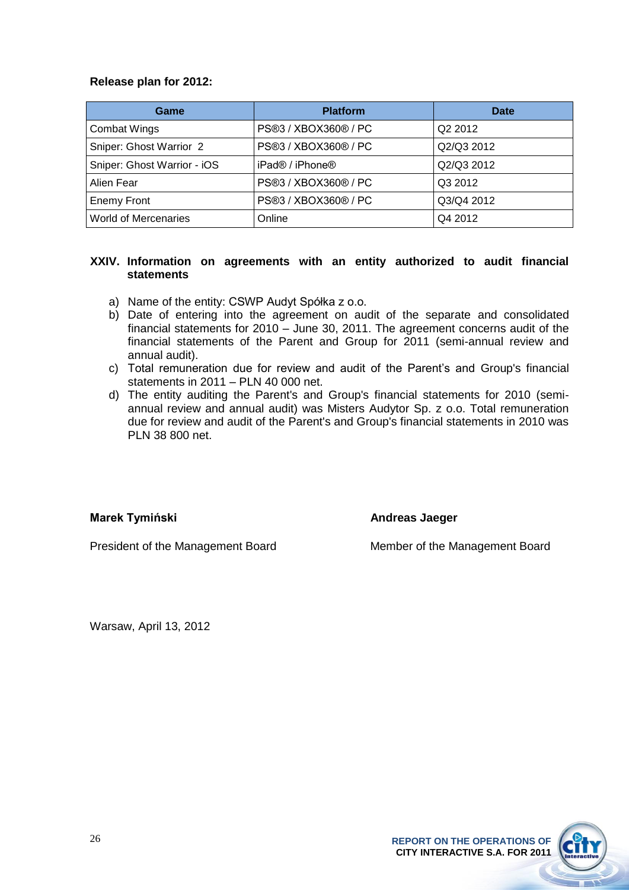**Release plan for 2012:**

| Game | Platform | Date |
| --- | --- | --- |
| Combat Wings | PS®3 / XBOX360® / PC | Q2 2012 |
| Sniper: Ghost Warrior 2 | PS®3 / XBOX360® / PC | Q2/Q3 2012 |
| Sniper: Ghost Warrior - iOS | iPad® / iPhone® | Q2/Q3 2012 |
| Alien Fear | PS®3 / XBOX360® / PC | Q3 2012 |
| Enemy Front | PS®3 / XBOX360® / PC | Q3/Q4 2012 |
| World of Mercenaries | Online | Q4 2012 |

## XXIV. Information on agreements with an entity authorized to audit financial statements

a) Name of the entity: CSWP Audyt Spółka z o.o.

b) Date of entering into the agreement on audit of the separate and consolidated financial statements for 2010 – June 30, 2011. The agreement concerns audit of the financial statements of the Parent and Group for 2011 (semi-annual review and annual audit).

c) Total remuneration due for review and audit of the Parent's and Group's financial statements in 2011 – PLN 40 000 net.

d) The entity auditing the Parent's and Group's financial statements for 2010 (semi-annual review and annual audit) was Misters Audytor Sp. z o.o. Total remuneration due for review and audit of the Parent's and Group's financial statements in 2010 was PLN 38 800 net.

**Marek Tymiński**

President of the Management Board

**Andreas Jaeger**

Member of the Management Board

Warsaw, April 13, 2012